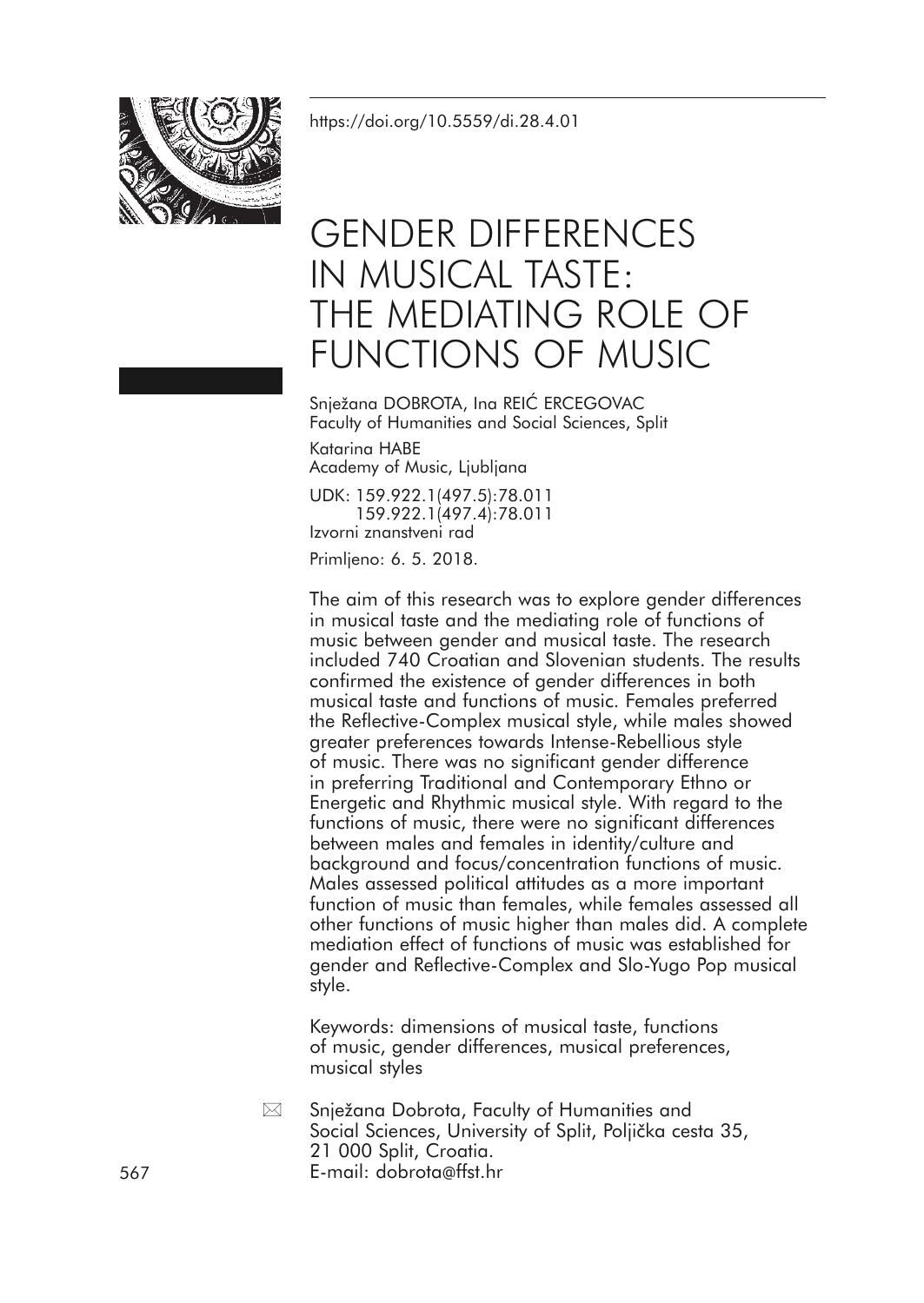https://doi.org/10.5559/di.28.4.01

# GENDER DIFFERENCES IN MUSICAL TASTE: THE MEDIATING ROLE OF FUNCTIONS OF MUSIC

Snježana DOBROTA, Ina REIĆ ERCEGOVAC
Faculty of Humanities and Social Sciences, Split

Katarina HABE
Academy of Music, Ljubljana

UDK: 159.922.1(497.5):78.011
159.922.1(497.4):78.011
Izvorni znanstveni rad

Primljeno: 6. 5. 2018.

The aim of this research was to explore gender differences in musical taste and the mediating role of functions of music between gender and musical taste. The research included 740 Croatian and Slovenian students. The results confirmed the existence of gender differences in both musical taste and functions of music. Females preferred the Reflective-Complex musical style, while males showed greater preferences towards Intense-Rebellious style of music. There was no significant gender difference in preferring Traditional and Contemporary Ethno or Energetic and Rhythmic musical style. With regard to the functions of music, there were no significant differences between males and females in identity/culture and background and focus/concentration functions of music. Males assessed political attitudes as a more important function of music than females, while females assessed all other functions of music higher than males did. A complete mediation effect of functions of music was established for gender and Reflective-Complex and Slo-Yugo Pop musical style.

Keywords: dimensions of musical taste, functions of music, gender differences, musical preferences, musical styles

Snježana Dobrota, Faculty of Humanities and Social Sciences, University of Split, Poljička cesta 35, 21 000 Split, Croatia.
E-mail: dobrota@ffst.hr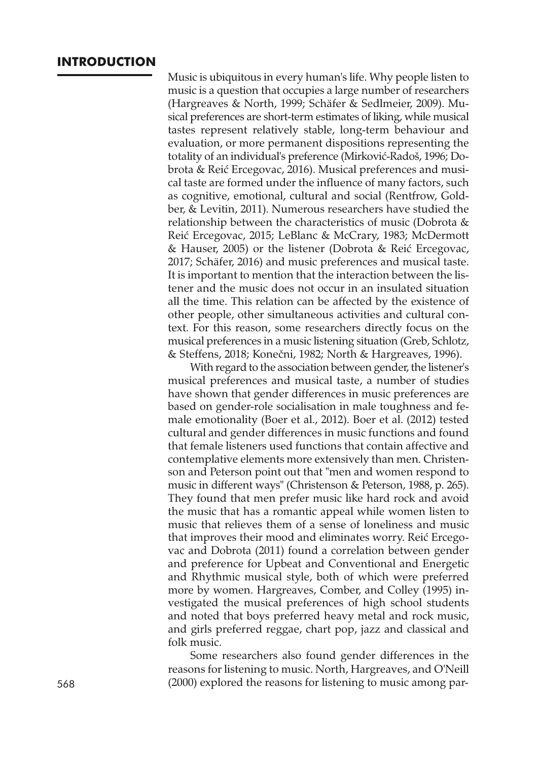## INTRODUCTION

Music is ubiquitous in every human's life. Why people listen to music is a question that occupies a large number of researchers (Hargreaves & North, 1999; Schäfer & Sedlmeier, 2009). Musical preferences are short-term estimates of liking, while musical tastes represent relatively stable, long-term behaviour and evaluation, or more permanent dispositions representing the totality of an individual's preference (Mirković-Radoš, 1996; Dobrota & Reić Ercegovac, 2016). Musical preferences and musical taste are formed under the influence of many factors, such as cognitive, emotional, cultural and social (Rentfrow, Goldber, & Levitin, 2011). Numerous researchers have studied the relationship between the characteristics of music (Dobrota & Reić Ercegovac, 2015; LeBlanc & McCrary, 1983; McDermott & Hauser, 2005) or the listener (Dobrota & Reić Ercegovac, 2017; Schäfer, 2016) and music preferences and musical taste. It is important to mention that the interaction between the listener and the music does not occur in an insulated situation all the time. This relation can be affected by the existence of other people, other simultaneous activities and cultural context. For this reason, some researchers directly focus on the musical preferences in a music listening situation (Greb, Schlotz, & Steffens, 2018; Konečni, 1982; North & Hargreaves, 1996).

With regard to the association between gender, the listener's musical preferences and musical taste, a number of studies have shown that gender differences in music preferences are based on gender-role socialisation in male toughness and female emotionality (Boer et al., 2012). Boer et al. (2012) tested cultural and gender differences in music functions and found that female listeners used functions that contain affective and contemplative elements more extensively than men. Christenson and Peterson point out that "men and women respond to music in different ways" (Christenson & Peterson, 1988, p. 265). They found that men prefer music like hard rock and avoid the music that has a romantic appeal while women listen to music that relieves them of a sense of loneliness and music that improves their mood and eliminates worry. Reić Ercegovac and Dobrota (2011) found a correlation between gender and preference for Upbeat and Conventional and Energetic and Rhythmic musical style, both of which were preferred more by women. Hargreaves, Comber, and Colley (1995) investigated the musical preferences of high school students and noted that boys preferred heavy metal and rock music, and girls preferred reggae, chart pop, jazz and classical and folk music.

Some researchers also found gender differences in the reasons for listening to music. North, Hargreaves, and O'Neill (2000) explored the reasons for listening to music among par-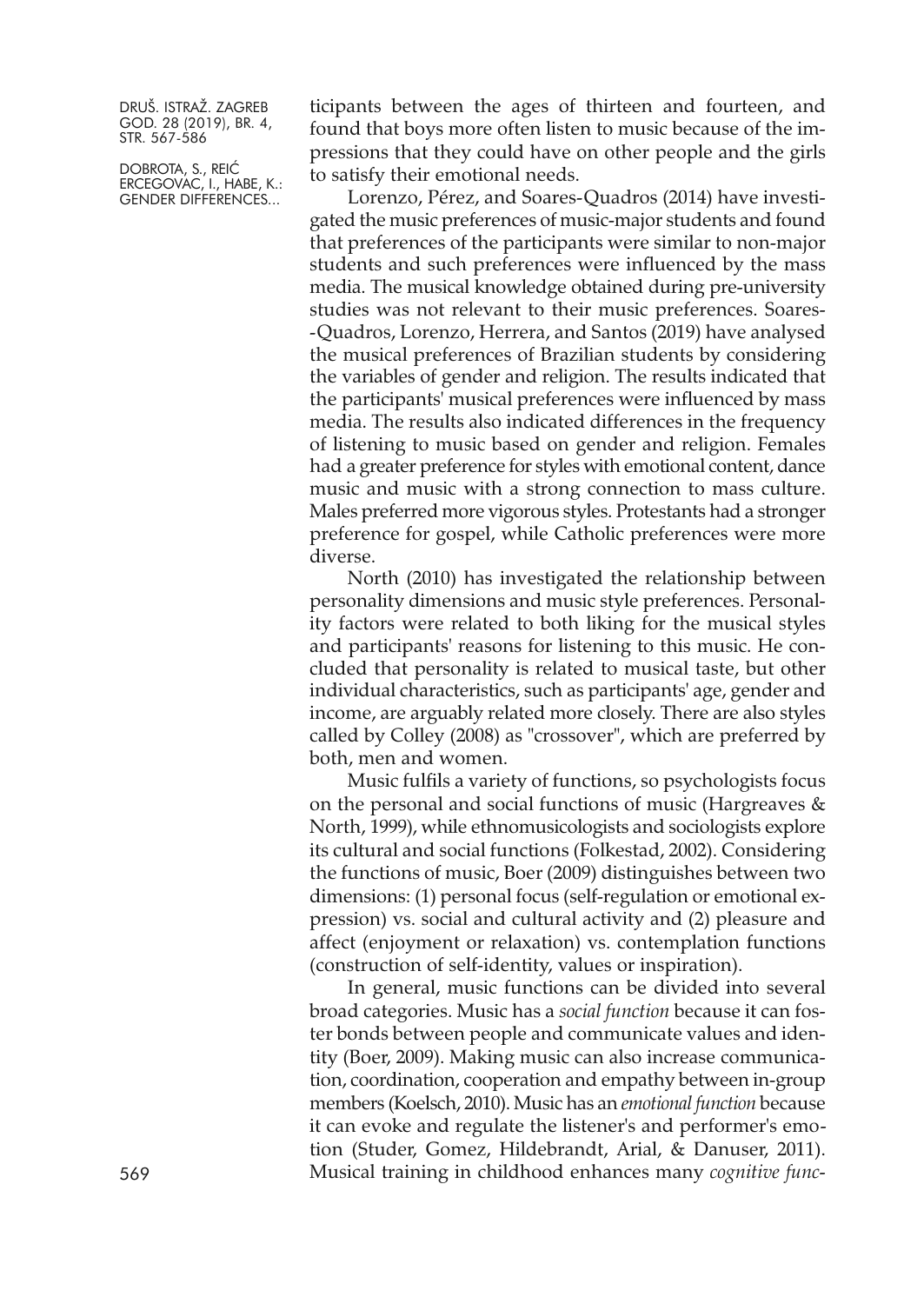ticipants between the ages of thirteen and fourteen, and found that boys more often listen to music because of the impressions that they could have on other people and the girls to satisfy their emotional needs.

Lorenzo, Pérez, and Soares-Quadros (2014) have investigated the music preferences of music-major students and found that preferences of the participants were similar to non-major students and such preferences were influenced by the mass media. The musical knowledge obtained during pre-university studies was not relevant to their music preferences. Soares-Quadros, Lorenzo, Herrera, and Santos (2019) have analysed the musical preferences of Brazilian students by considering the variables of gender and religion. The results indicated that the participants' musical preferences were influenced by mass media. The results also indicated differences in the frequency of listening to music based on gender and religion. Females had a greater preference for styles with emotional content, dance music and music with a strong connection to mass culture. Males preferred more vigorous styles. Protestants had a stronger preference for gospel, while Catholic preferences were more diverse.

North (2010) has investigated the relationship between personality dimensions and music style preferences. Personality factors were related to both liking for the musical styles and participants' reasons for listening to this music. He concluded that personality is related to musical taste, but other individual characteristics, such as participants' age, gender and income, are arguably related more closely. There are also styles called by Colley (2008) as "crossover", which are preferred by both, men and women.

Music fulfils a variety of functions, so psychologists focus on the personal and social functions of music (Hargreaves & North, 1999), while ethnomusicologists and sociologists explore its cultural and social functions (Folkestad, 2002). Considering the functions of music, Boer (2009) distinguishes between two dimensions: (1) personal focus (self-regulation or emotional expression) vs. social and cultural activity and (2) pleasure and affect (enjoyment or relaxation) vs. contemplation functions (construction of self-identity, values or inspiration).

In general, music functions can be divided into several broad categories. Music has a *social function* because it can foster bonds between people and communicate values and identity (Boer, 2009). Making music can also increase communication, coordination, cooperation and empathy between in-group members (Koelsch, 2010). Music has an *emotional function* because it can evoke and regulate the listener's and performer's emotion (Studer, Gomez, Hildebrandt, Arial, & Danuser, 2011). Musical training in childhood enhances many *cognitive func-*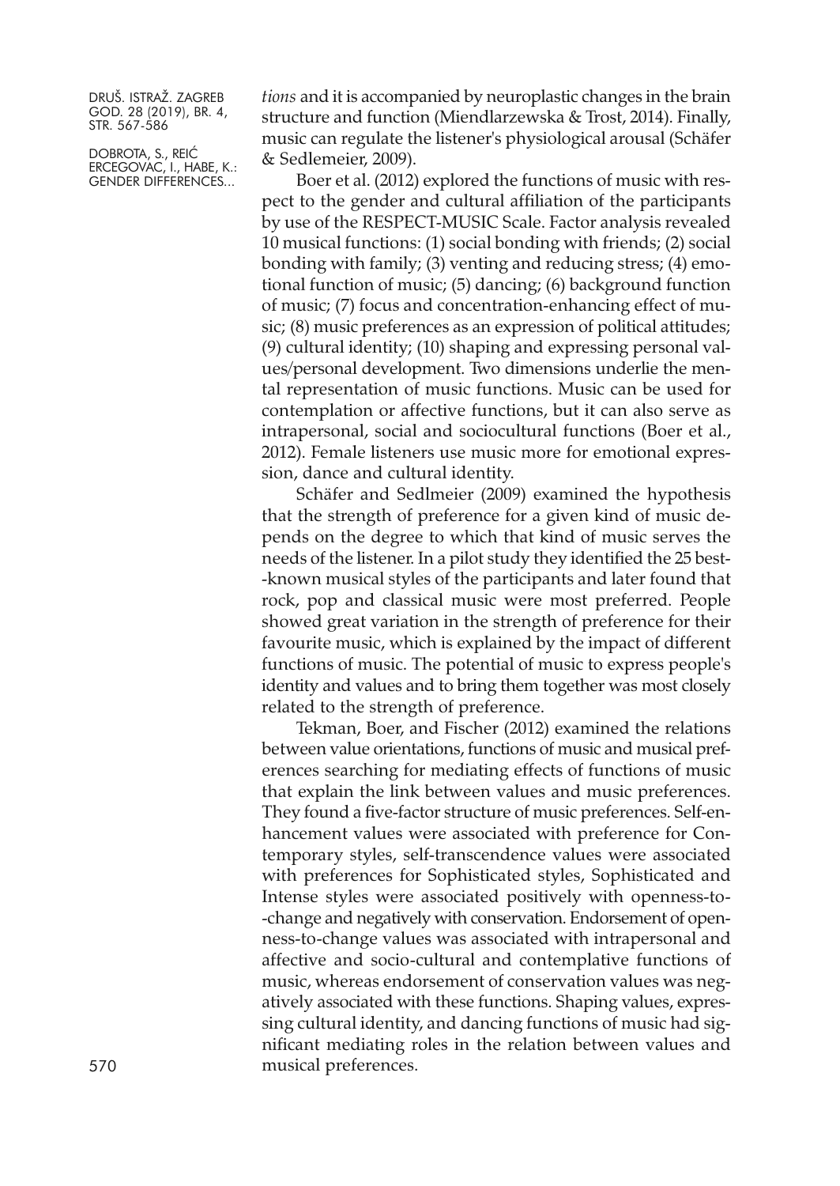*tions* and it is accompanied by neuroplastic changes in the brain structure and function (Miendlarzewska & Trost, 2014). Finally, music can regulate the listener's physiological arousal (Schäfer & Sedlemeier, 2009).

Boer et al. (2012) explored the functions of music with respect to the gender and cultural affiliation of the participants by use of the RESPECT-MUSIC Scale. Factor analysis revealed 10 musical functions: (1) social bonding with friends; (2) social bonding with family; (3) venting and reducing stress; (4) emotional function of music; (5) dancing; (6) background function of music; (7) focus and concentration-enhancing effect of music; (8) music preferences as an expression of political attitudes; (9) cultural identity; (10) shaping and expressing personal values/personal development. Two dimensions underlie the mental representation of music functions. Music can be used for contemplation or affective functions, but it can also serve as intrapersonal, social and sociocultural functions (Boer et al., 2012). Female listeners use music more for emotional expression, dance and cultural identity.

Schäfer and Sedlmeier (2009) examined the hypothesis that the strength of preference for a given kind of music depends on the degree to which that kind of music serves the needs of the listener. In a pilot study they identified the 25 best-known musical styles of the participants and later found that rock, pop and classical music were most preferred. People showed great variation in the strength of preference for their favourite music, which is explained by the impact of different functions of music. The potential of music to express people's identity and values and to bring them together was most closely related to the strength of preference.

Tekman, Boer, and Fischer (2012) examined the relations between value orientations, functions of music and musical preferences searching for mediating effects of functions of music that explain the link between values and music preferences. They found a five-factor structure of music preferences. Self-enhancement values were associated with preference for Contemporary styles, self-transcendence values were associated with preferences for Sophisticated styles, Sophisticated and Intense styles were associated positively with openness-to-change and negatively with conservation. Endorsement of openness-to-change values was associated with intrapersonal and affective and socio-cultural and contemplative functions of music, whereas endorsement of conservation values was negatively associated with these functions. Shaping values, expressing cultural identity, and dancing functions of music had significant mediating roles in the relation between values and musical preferences.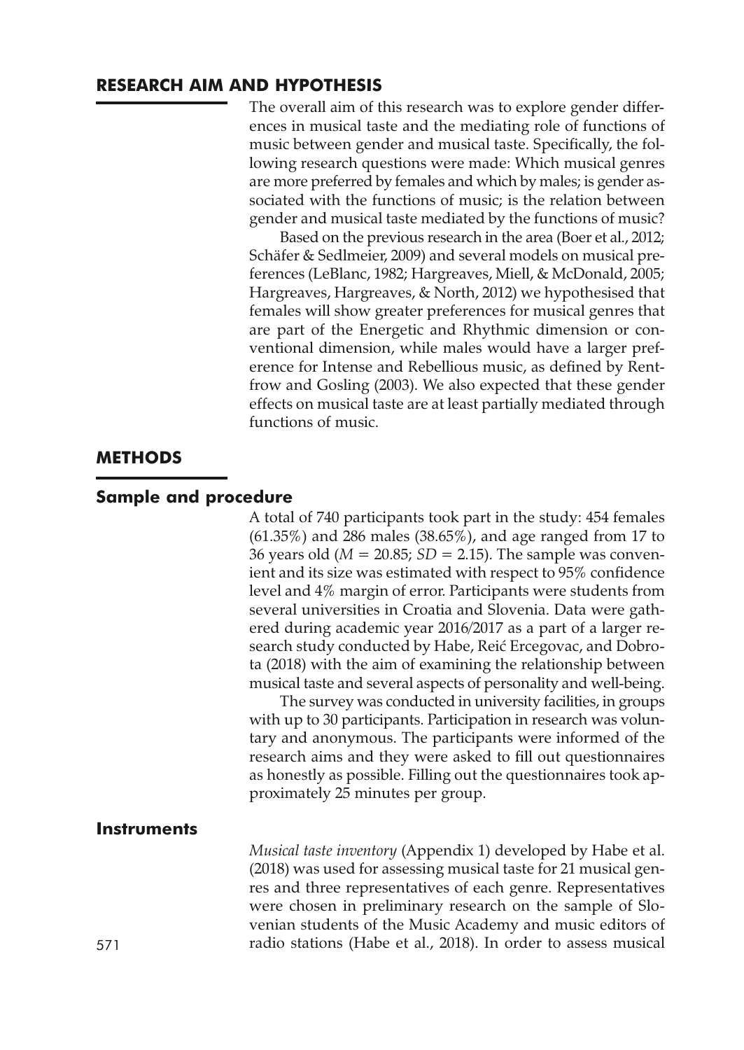## RESEARCH AIM AND HYPOTHESIS

The overall aim of this research was to explore gender differences in musical taste and the mediating role of functions of music between gender and musical taste. Specifically, the following research questions were made: Which musical genres are more preferred by females and which by males; is gender associated with the functions of music; is the relation between gender and musical taste mediated by the functions of music?

Based on the previous research in the area (Boer et al., 2012; Schäfer & Sedlmeier, 2009) and several models on musical preferences (LeBlanc, 1982; Hargreaves, Miell, & McDonald, 2005; Hargreaves, Hargreaves, & North, 2012) we hypothesised that females will show greater preferences for musical genres that are part of the Energetic and Rhythmic dimension or conventional dimension, while males would have a larger preference for Intense and Rebellious music, as defined by Rentfrow and Gosling (2003). We also expected that these gender effects on musical taste are at least partially mediated through functions of music.

## METHODS

### Sample and procedure

A total of 740 participants took part in the study: 454 females (61.35%) and 286 males (38.65%), and age ranged from 17 to 36 years old ($M$ = 20.85; $SD$ = 2.15). The sample was convenient and its size was estimated with respect to 95% confidence level and 4% margin of error. Participants were students from several universities in Croatia and Slovenia. Data were gathered during academic year 2016/2017 as a part of a larger research study conducted by Habe, Reić Ercegovac, and Dobrota (2018) with the aim of examining the relationship between musical taste and several aspects of personality and well-being.

The survey was conducted in university facilities, in groups with up to 30 participants. Participation in research was voluntary and anonymous. The participants were informed of the research aims and they were asked to fill out questionnaires as honestly as possible. Filling out the questionnaires took approximately 25 minutes per group.

### Instruments

*Musical taste inventory* (Appendix 1) developed by Habe et al. (2018) was used for assessing musical taste for 21 musical genres and three representatives of each genre. Representatives were chosen in preliminary research on the sample of Slovenian students of the Music Academy and music editors of radio stations (Habe et al., 2018). In order to assess musical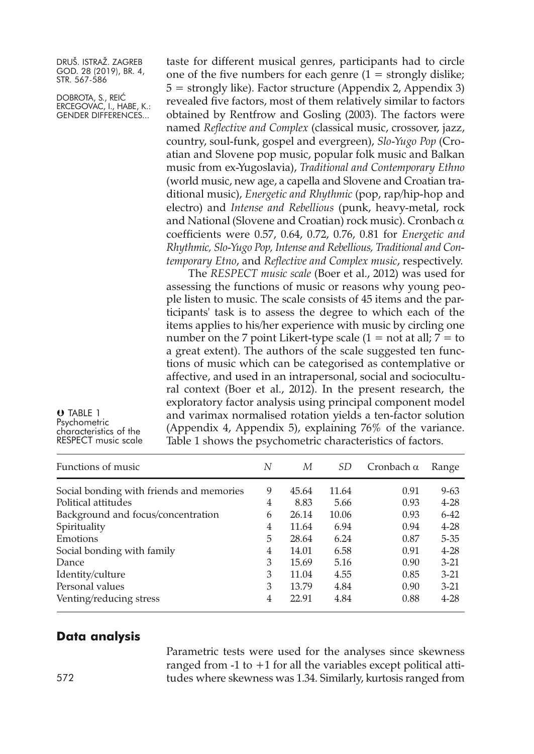taste for different musical genres, participants had to circle one of the five numbers for each genre (1 = strongly dislike; 5 = strongly like). Factor structure (Appendix 2, Appendix 3) revealed five factors, most of them relatively similar to factors obtained by Rentfrow and Gosling (2003). The factors were named *Reflective and Complex* (classical music, crossover, jazz, country, soul-funk, gospel and evergreen), *Slo-Yugo Pop* (Croatian and Slovene pop music, popular folk music and Balkan music from ex-Yugoslavia), *Traditional and Contemporary Ethno* (world music, new age, a capella and Slovene and Croatian traditional music), *Energetic and Rhythmic* (pop, rap/hip-hop and electro) and *Intense and Rebellious* (punk, heavy-metal, rock and National (Slovene and Croatian) rock music). Cronbach $\alpha$ coefficients were 0.57, 0.64, 0.72, 0.76, 0.81 for *Energetic and Rhythmic, Slo-Yugo Pop, Intense and Rebellious, Traditional and Contemporary Etno*, and *Reflective and Complex music*, respectively.

The *RESPECT music scale* (Boer et al., 2012) was used for assessing the functions of music or reasons why young people listen to music. The scale consists of 45 items and the participants' task is to assess the degree to which each of the items applies to his/her experience with music by circling one number on the 7 point Likert-type scale (1 = not at all; 7 = to a great extent). The authors of the scale suggested ten functions of music which can be categorised as contemplative or affective, and used in an intrapersonal, social and sociocultural context (Boer et al., 2012). In the present research, the exploratory factor analysis using principal component model and varimax normalised rotation yields a ten-factor solution (Appendix 4, Appendix 5), explaining 76% of the variance. Table 1 shows the psychometric characteristics of factors.

TABLE 1 Psychometric characteristics of the RESPECT music scale

| Functions of music | *N* | *M* | *SD* | Cronbach $\alpha$ | Range |
|---|---|---|---|---|---|
| Social bonding with friends and memories | 9 | 45.64 | 11.64 | 0.91 | 9-63 |
| Political attitudes | 4 | 8.83 | 5.66 | 0.93 | 4-28 |
| Background and focus/concentration | 6 | 26.14 | 10.06 | 0.93 | 6-42 |
| Spirituality | 4 | 11.64 | 6.94 | 0.94 | 4-28 |
| Emotions | 5 | 28.64 | 6.24 | 0.87 | 5-35 |
| Social bonding with family | 4 | 14.01 | 6.58 | 0.91 | 4-28 |
| Dance | 3 | 15.69 | 5.16 | 0.90 | 3-21 |
| Identity/culture | 3 | 11.04 | 4.55 | 0.85 | 3-21 |
| Personal values | 3 | 13.79 | 4.84 | 0.90 | 3-21 |
| Venting/reducing stress | 4 | 22.91 | 4.84 | 0.88 | 4-28 |

## Data analysis

Parametric tests were used for the analyses since skewness ranged from -1 to +1 for all the variables except political attitudes where skewness was 1.34. Similarly, kurtosis ranged from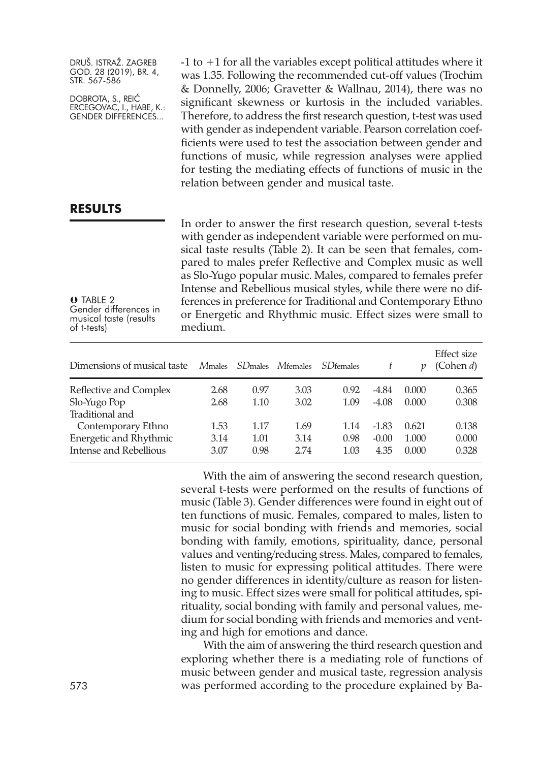-1 to +1 for all the variables except political attitudes where it was 1.35. Following the recommended cut-off values (Trochim & Donnelly, 2006; Gravetter & Wallnau, 2014), there was no significant skewness or kurtosis in the included variables. Therefore, to address the first research question, t-test was used with gender as independent variable. Pearson correlation coefficients were used to test the association between gender and functions of music, while regression analyses were applied for testing the mediating effects of functions of music in the relation between gender and musical taste.

## RESULTS

In order to answer the first research question, several t-tests with gender as independent variable were performed on musical taste results (Table 2). It can be seen that females, compared to males prefer Reflective and Complex music as well as Slo-Yugo popular music. Males, compared to females prefer Intense and Rebellious musical styles, while there were no differences in preference for Traditional and Contemporary Ethno or Energetic and Rhythmic music. Effect sizes were small to medium.

TABLE 2 Gender differences in musical taste (results of t-tests)

| Dimensions of musical taste | *M*males | *SD*males | *M*females | *SD*females | *t* | *p* | Effect size (Cohen *d*) |
|---|---|---|---|---|---|---|---|
| Reflective and Complex | 2.68 | 0.97 | 3.03 | 0.92 | -4.84 | 0.000 | 0.365 |
| Slo-Yugo Pop | 2.68 | 1.10 | 3.02 | 1.09 | -4.08 | 0.000 | 0.308 |
| Traditional and Contemporary Ethno | 1.53 | 1.17 | 1.69 | 1.14 | -1.83 | 0.621 | 0.138 |
| Energetic and Rhythmic | 3.14 | 1.01 | 3.14 | 0.98 | -0.00 | 1.000 | 0.000 |
| Intense and Rebellious | 3.07 | 0.98 | 2.74 | 1.03 | 4.35 | 0.000 | 0.328 |

With the aim of answering the second research question, several t-tests were performed on the results of functions of music (Table 3). Gender differences were found in eight out of ten functions of music. Females, compared to males, listen to music for social bonding with friends and memories, social bonding with family, emotions, spirituality, dance, personal values and venting/reducing stress. Males, compared to females, listen to music for expressing political attitudes. There were no gender differences in identity/culture as reason for listening to music. Effect sizes were small for political attitudes, spirituality, social bonding with family and personal values, medium for social bonding with friends and memories and venting and high for emotions and dance.

With the aim of answering the third research question and exploring whether there is a mediating role of functions of music between gender and musical taste, regression analysis was performed according to the procedure explained by Ba-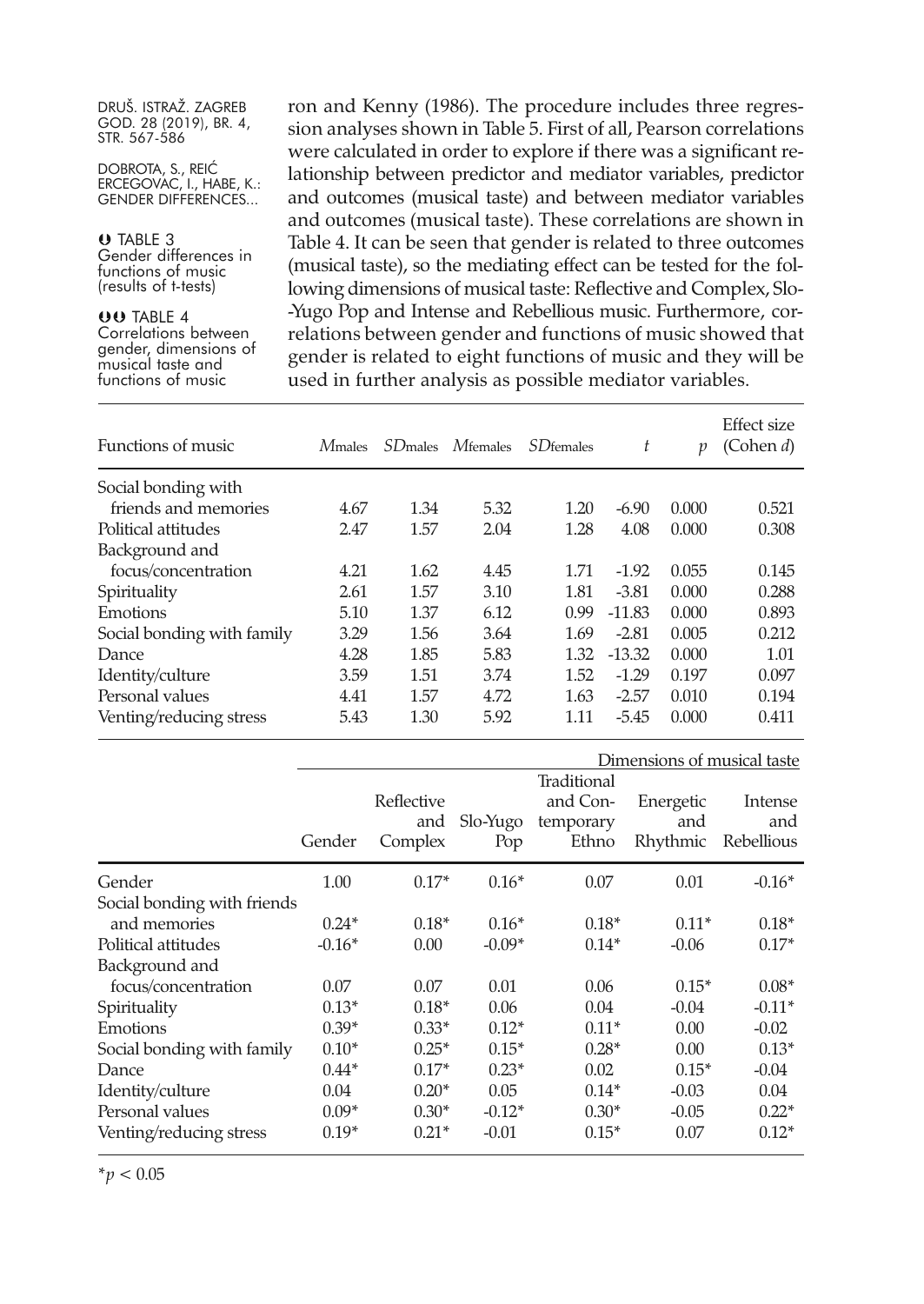ron and Kenny (1986). The procedure includes three regression analyses shown in Table 5. First of all, Pearson correlations were calculated in order to explore if there was a significant relationship between predictor and mediator variables, predictor and outcomes (musical taste) and between mediator variables and outcomes (musical taste). These correlations are shown in Table 4. It can be seen that gender is related to three outcomes (musical taste), so the mediating effect can be tested for the following dimensions of musical taste: Reflective and Complex, Slo-Yugo Pop and Intense and Rebellious music. Furthermore, correlations between gender and functions of music showed that gender is related to eight functions of music and they will be used in further analysis as possible mediator variables.

TABLE 3
Gender differences in functions of music (results of t-tests)

| Functions of music | $M_{males}$ | $SD_{males}$ | $M_{females}$ | $SD_{females}$ | $t$ | $p$ | Effect size (Cohen $d$) |
|---|---|---|---|---|---|---|---|
| Social bonding with friends and memories | 4.67 | 1.34 | 5.32 | 1.20 | -6.90 | 0.000 | 0.521 |
| Political attitudes | 2.47 | 1.57 | 2.04 | 1.28 | 4.08 | 0.000 | 0.308 |
| Background and focus/concentration | 4.21 | 1.62 | 4.45 | 1.71 | -1.92 | 0.055 | 0.145 |
| Spirituality | 2.61 | 1.57 | 3.10 | 1.81 | -3.81 | 0.000 | 0.288 |
| Emotions | 5.10 | 1.37 | 6.12 | 0.99 | -11.83 | 0.000 | 0.893 |
| Social bonding with family | 3.29 | 1.56 | 3.64 | 1.69 | -2.81 | 0.005 | 0.212 |
| Dance | 4.28 | 1.85 | 5.83 | 1.32 | -13.32 | 0.000 | 1.01 |
| Identity/culture | 3.59 | 1.51 | 3.74 | 1.52 | -1.29 | 0.197 | 0.097 |
| Personal values | 4.41 | 1.57 | 4.72 | 1.63 | -2.57 | 0.010 | 0.194 |
| Venting/reducing stress | 5.43 | 1.30 | 5.92 | 1.11 | -5.45 | 0.000 | 0.411 |

TABLE 4
Correlations between gender, dimensions of musical taste and functions of music

| | | Dimensions of musical taste | | | | |
|---|---|---|---|---|---|---|
| | Gender | Reflective and Complex | Slo-Yugo Pop | Traditional and Contemporary Ethno | Energetic and Rhythmic | Intense and Rebellious |
| Gender | 1.00 | 0.17* | 0.16* | 0.07 | 0.01 | -0.16* |
| Social bonding with friends and memories | 0.24* | 0.18* | 0.16* | 0.18* | 0.11* | 0.18* |
| Political attitudes | -0.16* | 0.00 | -0.09* | 0.14* | -0.06 | 0.17* |
| Background and focus/concentration | 0.07 | 0.07 | 0.01 | 0.06 | 0.15* | 0.08* |
| Spirituality | 0.13* | 0.18* | 0.06 | 0.04 | -0.04 | -0.11* |
| Emotions | 0.39* | 0.33* | 0.12* | 0.11* | 0.00 | -0.02 |
| Social bonding with family | 0.10* | 0.25* | 0.15* | 0.28* | 0.00 | 0.13* |
| Dance | 0.44* | 0.17* | 0.23* | 0.02 | 0.15* | -0.04 |
| Identity/culture | 0.04 | 0.20* | 0.05 | 0.14* | -0.03 | 0.04 |
| Personal values | 0.09* | 0.30* | -0.12* | 0.30* | -0.05 | 0.22* |
| Venting/reducing stress | 0.19* | 0.21* | -0.01 | 0.15* | 0.07 | 0.12* |

*$p < 0.05$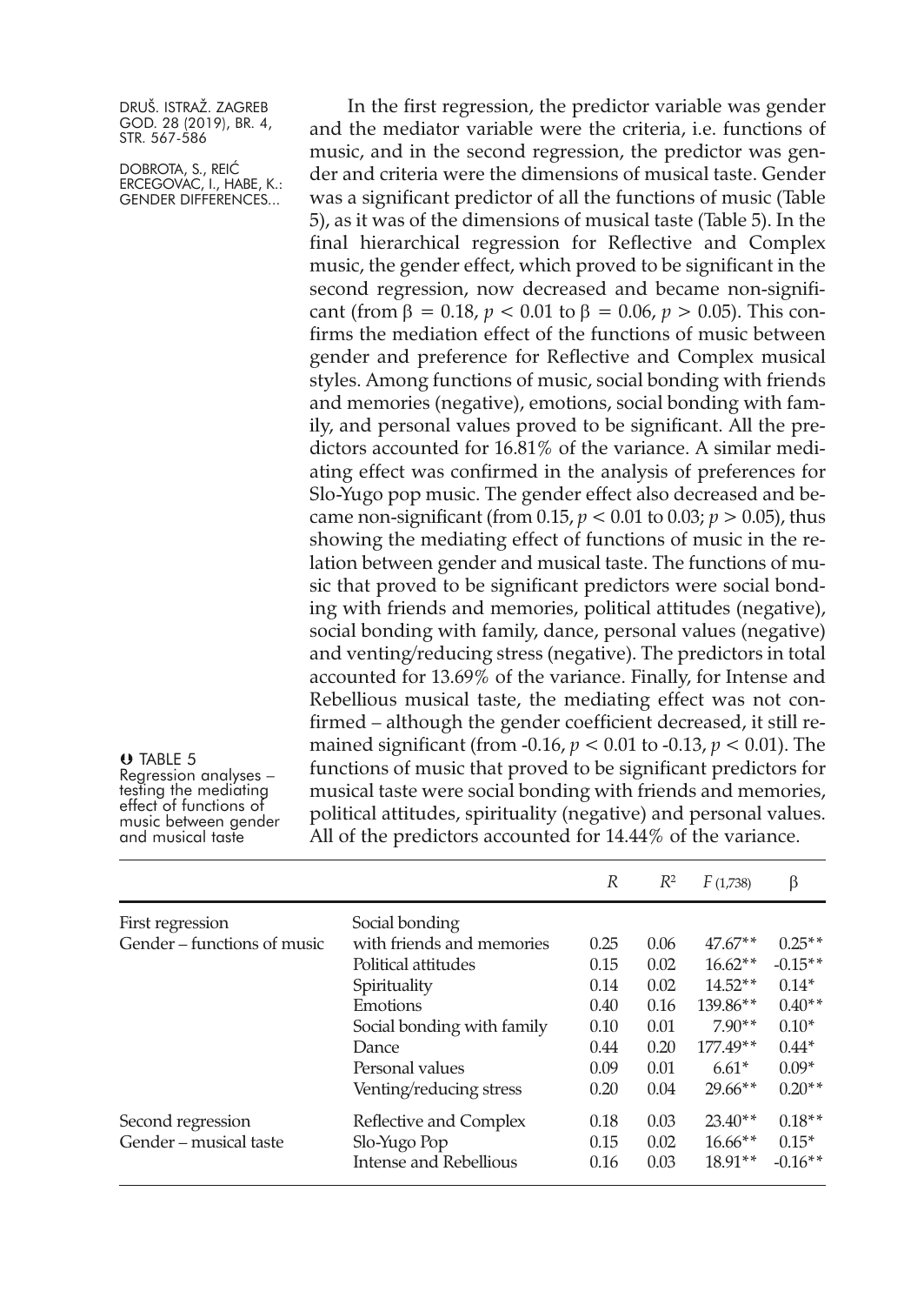In the first regression, the predictor variable was gender and the mediator variable were the criteria, i.e. functions of music, and in the second regression, the predictor was gender and criteria were the dimensions of musical taste. Gender was a significant predictor of all the functions of music (Table 5), as it was of the dimensions of musical taste (Table 5). In the final hierarchical regression for Reflective and Complex music, the gender effect, which proved to be significant in the second regression, now decreased and became non-significant (from $\beta = 0.18$, $p < 0.01$ to $\beta = 0.06$, $p > 0.05$). This confirms the mediation effect of the functions of music between gender and preference for Reflective and Complex musical styles. Among functions of music, social bonding with friends and memories (negative), emotions, social bonding with family, and personal values proved to be significant. All the predictors accounted for 16.81% of the variance. A similar mediating effect was confirmed in the analysis of preferences for Slo-Yugo pop music. The gender effect also decreased and became non-significant (from 0.15, $p < 0.01$ to 0.03; $p > 0.05$), thus showing the mediating effect of functions of music in the relation between gender and musical taste. The functions of music that proved to be significant predictors were social bonding with friends and memories, political attitudes (negative), social bonding with family, dance, personal values (negative) and venting/reducing stress (negative). The predictors in total accounted for 13.69% of the variance. Finally, for Intense and Rebellious musical taste, the mediating effect was not confirmed – although the gender coefficient decreased, it still remained significant (from -0.16, $p < 0.01$ to -0.13, $p < 0.01$). The functions of music that proved to be significant predictors for musical taste were social bonding with friends and memories, political attitudes, spirituality (negative) and personal values. All of the predictors accounted for 14.44% of the variance.

TABLE 5
Regression analyses – testing the mediating effect of functions of music between gender and musical taste

| | | $R$ | $R^2$ | $F_{(1,738)}$ | β |
|---|---|---|---|---|---|
| First regression | Social bonding | | | | |
| Gender – functions of music | with friends and memories | 0.25 | 0.06 | 47.67** | 0.25** |
| | Political attitudes | 0.15 | 0.02 | 16.62** | -0.15** |
| | Spirituality | 0.14 | 0.02 | 14.52** | 0.14* |
| | Emotions | 0.40 | 0.16 | 139.86** | 0.40** |
| | Social bonding with family | 0.10 | 0.01 | 7.90** | 0.10* |
| | Dance | 0.44 | 0.20 | 177.49** | 0.44* |
| | Personal values | 0.09 | 0.01 | 6.61* | 0.09* |
| | Venting/reducing stress | 0.20 | 0.04 | 29.66** | 0.20** |
| Second regression | Reflective and Complex | 0.18 | 0.03 | 23.40** | 0.18** |
| Gender – musical taste | Slo-Yugo Pop | 0.15 | 0.02 | 16.66** | 0.15* |
| | Intense and Rebellious | 0.16 | 0.03 | 18.91** | -0.16** |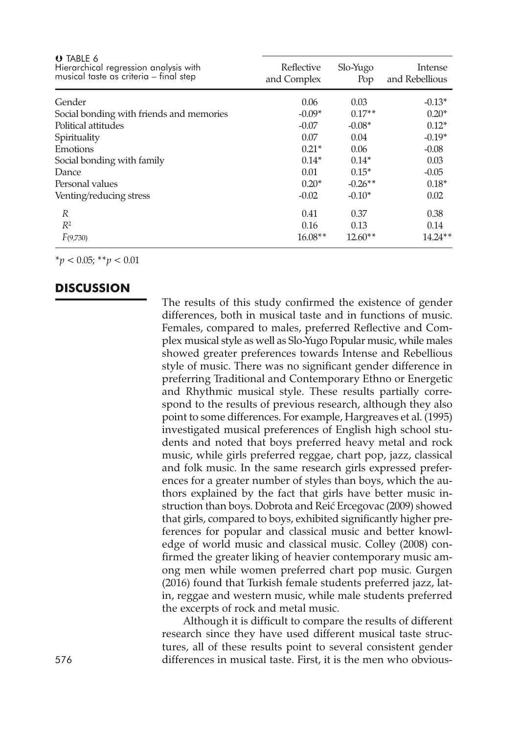TABLE 6
Hierarchical regression analysis with musical taste as criteria – final step

| | Reflective and Complex | Slo-Yugo Pop | Intense and Rebellious |
|---|---|---|---|
| Gender | 0.06 | 0.03 | -0.13* |
| Social bonding with friends and memories | -0.09* | 0.17** | 0.20* |
| Political attitudes | -0.07 | -0.08* | 0.12* |
| Spirituality | 0.07 | 0.04 | -0.19* |
| Emotions | 0.21* | 0.06 | -0.08 |
| Social bonding with family | 0.14* | 0.14* | 0.03 |
| Dance | 0.01 | 0.15* | -0.05 |
| Personal values | 0.20* | -0.26** | 0.18* |
| Venting/reducing stress | -0.02 | -0.10* | 0.02 |
| $R$ | 0.41 | 0.37 | 0.38 |
| $R^2$ | 0.16 | 0.13 | 0.14 |
| $F_{(9,730)}$ | 16.08** | 12.60** | 14.24** |

*$p < 0.05$; **$p < 0.01$

## DISCUSSION

The results of this study confirmed the existence of gender differences, both in musical taste and in functions of music. Females, compared to males, preferred Reflective and Complex musical style as well as Slo-Yugo Popular music, while males showed greater preferences towards Intense and Rebellious style of music. There was no significant gender difference in preferring Traditional and Contemporary Ethno or Energetic and Rhythmic musical style. These results partially correspond to the results of previous research, although they also point to some differences. For example, Hargreaves et al. (1995) investigated musical preferences of English high school students and noted that boys preferred heavy metal and rock music, while girls preferred reggae, chart pop, jazz, classical and folk music. In the same research girls expressed preferences for a greater number of styles than boys, which the authors explained by the fact that girls have better music instruction than boys. Dobrota and Reić Ercegovac (2009) showed that girls, compared to boys, exhibited significantly higher preferences for popular and classical music and better knowledge of world music and classical music. Colley (2008) confirmed the greater liking of heavier contemporary music among men while women preferred chart pop music. Gurgen (2016) found that Turkish female students preferred jazz, latin, reggae and western music, while male students preferred the excerpts of rock and metal music.

Although it is difficult to compare the results of different research since they have used different musical taste structures, all of these results point to several consistent gender differences in musical taste. First, it is the men who obvious-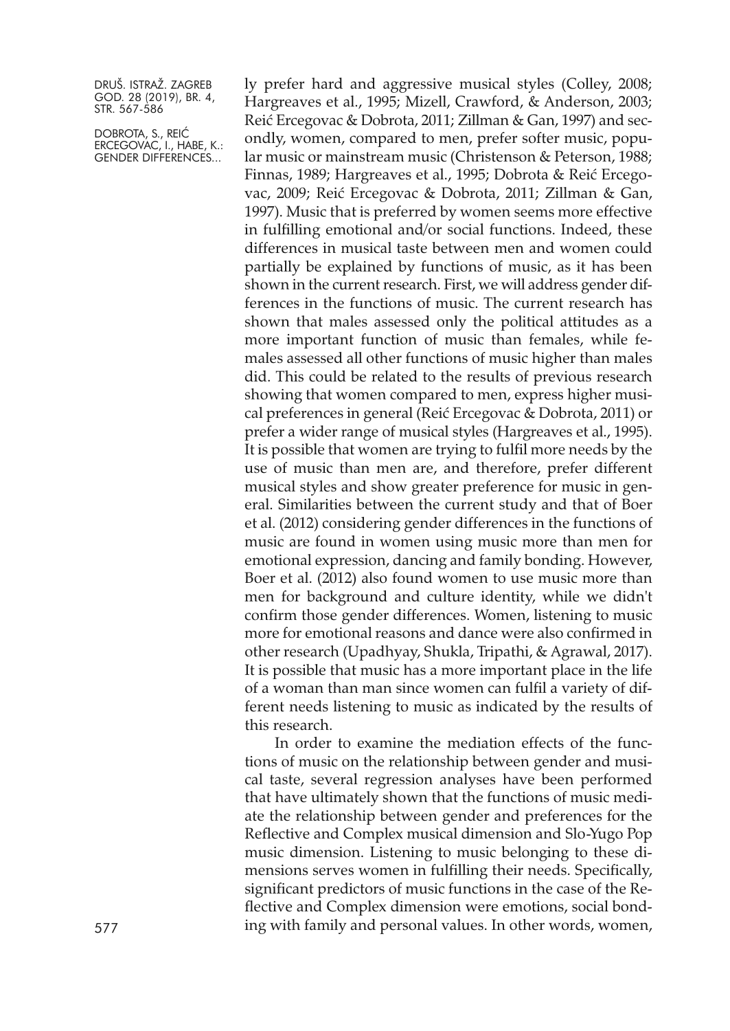ly prefer hard and aggressive musical styles (Colley, 2008; Hargreaves et al., 1995; Mizell, Crawford, & Anderson, 2003; Reić Ercegovac & Dobrota, 2011; Zillman & Gan, 1997) and secondly, women, compared to men, prefer softer music, popular music or mainstream music (Christenson & Peterson, 1988; Finnas, 1989; Hargreaves et al., 1995; Dobrota & Reić Ercegovac, 2009; Reić Ercegovac & Dobrota, 2011; Zillman & Gan, 1997). Music that is preferred by women seems more effective in fulfilling emotional and/or social functions. Indeed, these differences in musical taste between men and women could partially be explained by functions of music, as it has been shown in the current research. First, we will address gender differences in the functions of music. The current research has shown that males assessed only the political attitudes as a more important function of music than females, while females assessed all other functions of music higher than males did. This could be related to the results of previous research showing that women compared to men, express higher musical preferences in general (Reić Ercegovac & Dobrota, 2011) or prefer a wider range of musical styles (Hargreaves et al., 1995). It is possible that women are trying to fulfil more needs by the use of music than men are, and therefore, prefer different musical styles and show greater preference for music in general. Similarities between the current study and that of Boer et al. (2012) considering gender differences in the functions of music are found in women using music more than men for emotional expression, dancing and family bonding. However, Boer et al. (2012) also found women to use music more than men for background and culture identity, while we didn't confirm those gender differences. Women, listening to music more for emotional reasons and dance were also confirmed in other research (Upadhyay, Shukla, Tripathi, & Agrawal, 2017). It is possible that music has a more important place in the life of a woman than man since women can fulfil a variety of different needs listening to music as indicated by the results of this research.

In order to examine the mediation effects of the functions of music on the relationship between gender and musical taste, several regression analyses have been performed that have ultimately shown that the functions of music mediate the relationship between gender and preferences for the Reflective and Complex musical dimension and Slo-Yugo Pop music dimension. Listening to music belonging to these dimensions serves women in fulfilling their needs. Specifically, significant predictors of music functions in the case of the Reflective and Complex dimension were emotions, social bonding with family and personal values. In other words, women,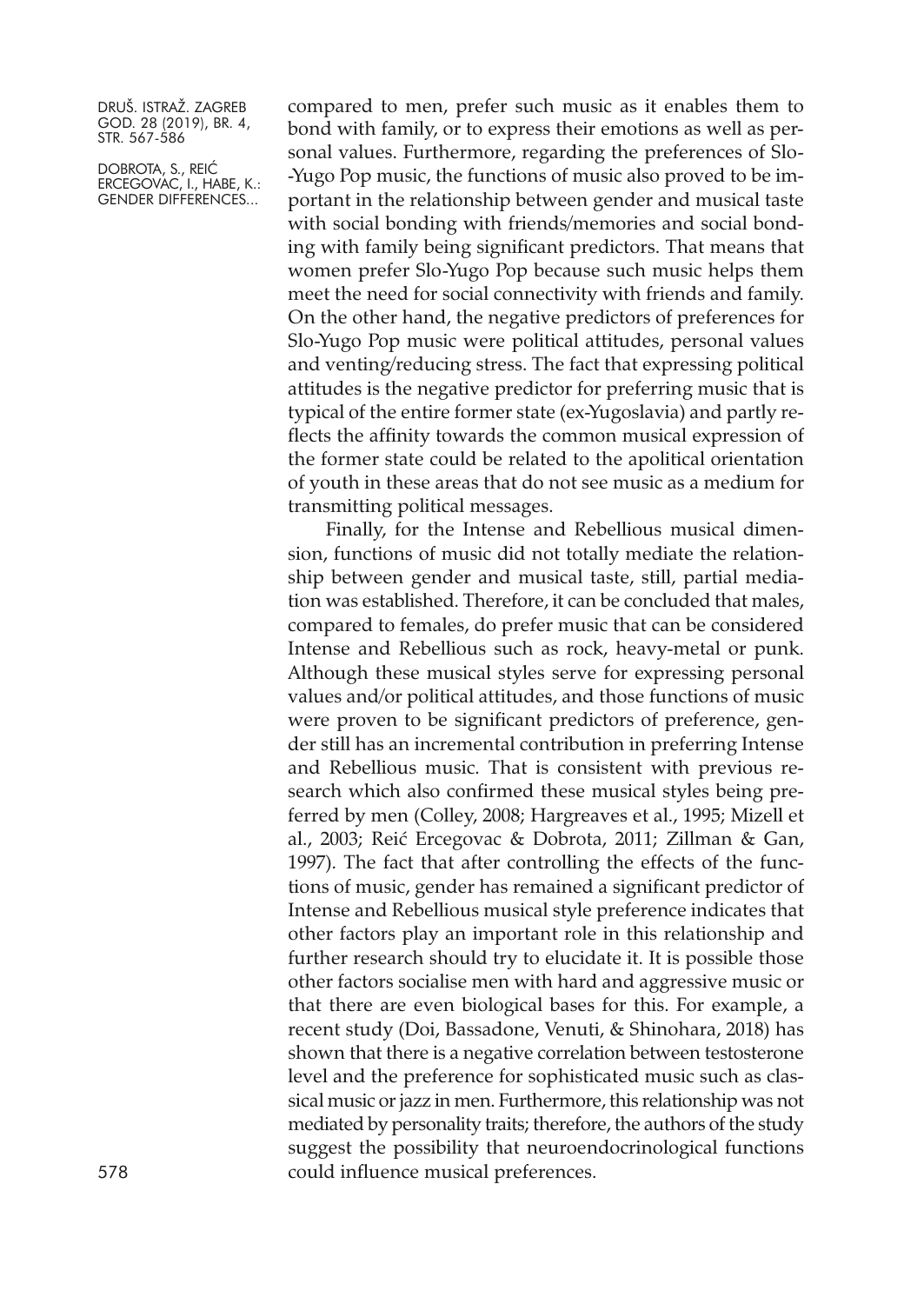compared to men, prefer such music as it enables them to bond with family, or to express their emotions as well as personal values. Furthermore, regarding the preferences of Slo-Yugo Pop music, the functions of music also proved to be important in the relationship between gender and musical taste with social bonding with friends/memories and social bonding with family being significant predictors. That means that women prefer Slo-Yugo Pop because such music helps them meet the need for social connectivity with friends and family. On the other hand, the negative predictors of preferences for Slo-Yugo Pop music were political attitudes, personal values and venting/reducing stress. The fact that expressing political attitudes is the negative predictor for preferring music that is typical of the entire former state (ex-Yugoslavia) and partly reflects the affinity towards the common musical expression of the former state could be related to the apolitical orientation of youth in these areas that do not see music as a medium for transmitting political messages.

Finally, for the Intense and Rebellious musical dimension, functions of music did not totally mediate the relationship between gender and musical taste, still, partial mediation was established. Therefore, it can be concluded that males, compared to females, do prefer music that can be considered Intense and Rebellious such as rock, heavy-metal or punk. Although these musical styles serve for expressing personal values and/or political attitudes, and those functions of music were proven to be significant predictors of preference, gender still has an incremental contribution in preferring Intense and Rebellious music. That is consistent with previous research which also confirmed these musical styles being preferred by men (Colley, 2008; Hargreaves et al., 1995; Mizell et al., 2003; Reić Ercegovac & Dobrota, 2011; Zillman & Gan, 1997). The fact that after controlling the effects of the functions of music, gender has remained a significant predictor of Intense and Rebellious musical style preference indicates that other factors play an important role in this relationship and further research should try to elucidate it. It is possible those other factors socialise men with hard and aggressive music or that there are even biological bases for this. For example, a recent study (Doi, Bassadone, Venuti, & Shinohara, 2018) has shown that there is a negative correlation between testosterone level and the preference for sophisticated music such as classical music or jazz in men. Furthermore, this relationship was not mediated by personality traits; therefore, the authors of the study suggest the possibility that neuroendocrinological functions could influence musical preferences.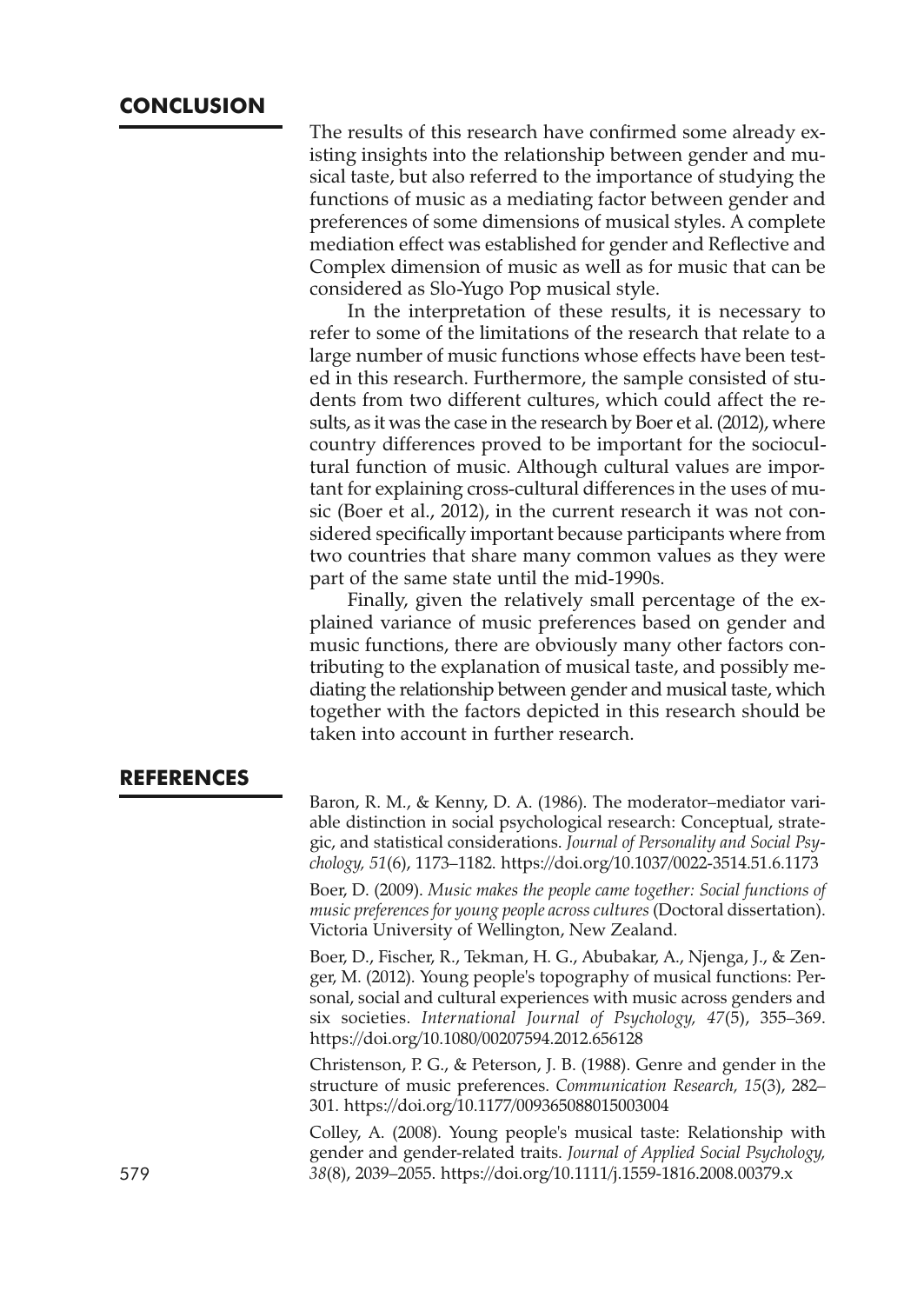## CONCLUSION

The results of this research have confirmed some already existing insights into the relationship between gender and musical taste, but also referred to the importance of studying the functions of music as a mediating factor between gender and preferences of some dimensions of musical styles. A complete mediation effect was established for gender and Reflective and Complex dimension of music as well as for music that can be considered as Slo-Yugo Pop musical style.

In the interpretation of these results, it is necessary to refer to some of the limitations of the research that relate to a large number of music functions whose effects have been tested in this research. Furthermore, the sample consisted of students from two different cultures, which could affect the results, as it was the case in the research by Boer et al. (2012), where country differences proved to be important for the sociocultural function of music. Although cultural values are important for explaining cross-cultural differences in the uses of music (Boer et al., 2012), in the current research it was not considered specifically important because participants where from two countries that share many common values as they were part of the same state until the mid-1990s.

Finally, given the relatively small percentage of the explained variance of music preferences based on gender and music functions, there are obviously many other factors contributing to the explanation of musical taste, and possibly mediating the relationship between gender and musical taste, which together with the factors depicted in this research should be taken into account in further research.

## REFERENCES

Baron, R. M., & Kenny, D. A. (1986). The moderator–mediator variable distinction in social psychological research: Conceptual, strategic, and statistical considerations. *Journal of Personality and Social Psychology, 51*(6), 1173–1182. https://doi.org/10.1037/0022-3514.51.6.1173

Boer, D. (2009). *Music makes the people came together: Social functions of music preferences for young people across cultures* (Doctoral dissertation). Victoria University of Wellington, New Zealand.

Boer, D., Fischer, R., Tekman, H. G., Abubakar, A., Njenga, J., & Zenger, M. (2012). Young people's topography of musical functions: Personal, social and cultural experiences with music across genders and six societies. *International Journal of Psychology, 47*(5), 355–369. https://doi.org/10.1080/00207594.2012.656128

Christenson, P. G., & Peterson, J. B. (1988). Genre and gender in the structure of music preferences. *Communication Research, 15*(3), 282–301. https://doi.org/10.1177/009365088015003004

Colley, A. (2008). Young people's musical taste: Relationship with gender and gender-related traits. *Journal of Applied Social Psychology, 38*(8), 2039–2055. https://doi.org/10.1111/j.1559-1816.2008.00379.x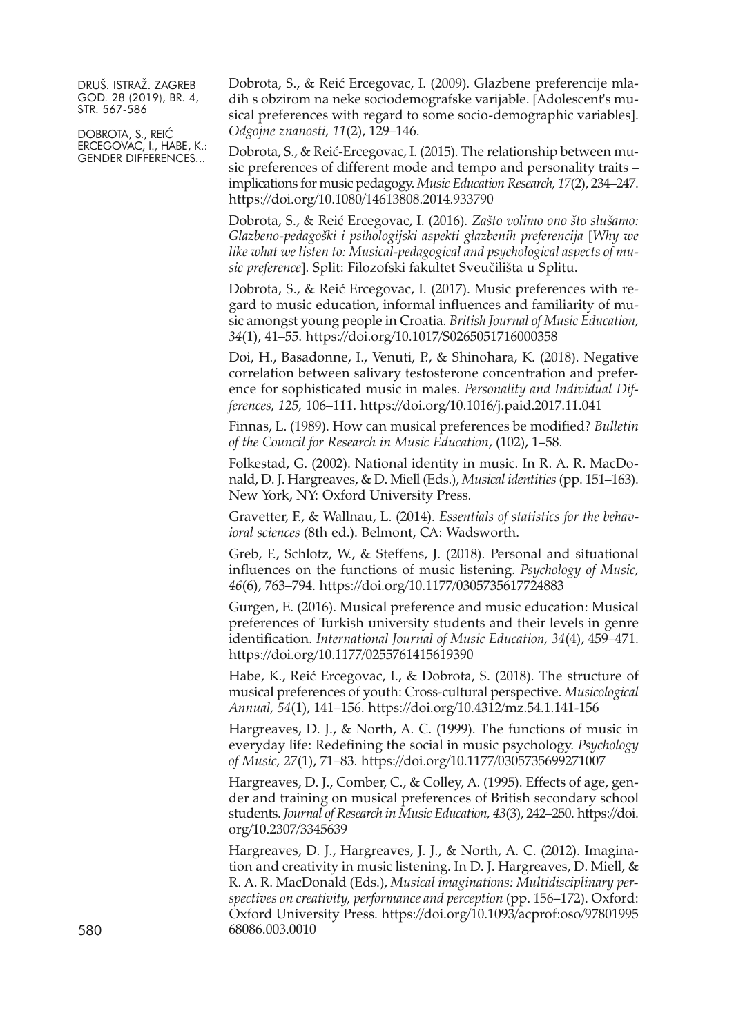Dobrota, S., & Reić Ercegovac, I. (2009). Glazbene preferencije mladih s obzirom na neke sociodemografske varijable. [Adolescent's musical preferences with regard to some socio-demographic variables]. *Odgojne znanosti, 11*(2), 129–146.

Dobrota, S., & Reić-Ercegovac, I. (2015). The relationship between music preferences of different mode and tempo and personality traits – implications for music pedagogy. *Music Education Research, 17*(2), 234–247. https://doi.org/10.1080/14613808.2014.933790

Dobrota, S., & Reić Ercegovac, I. (2016). *Zašto volimo ono što slušamo: Glazbeno-pedagoški i psihologijski aspekti glazbenih preferencija* [*Why we like what we listen to: Musical-pedagogical and psychological aspects of music preference*]. Split: Filozofski fakultet Sveučilišta u Splitu.

Dobrota, S., & Reić Ercegovac, I. (2017). Music preferences with regard to music education, informal influences and familiarity of music amongst young people in Croatia. *British Journal of Music Education, 34*(1), 41–55. https://doi.org/10.1017/S0265051716000358

Doi, H., Basadonne, I., Venuti, P., & Shinohara, K. (2018). Negative correlation between salivary testosterone concentration and preference for sophisticated music in males. *Personality and Individual Differences, 125,* 106–111. https://doi.org/10.1016/j.paid.2017.11.041

Finnas, L. (1989). How can musical preferences be modified? *Bulletin of the Council for Research in Music Education*, (102), 1–58.

Folkestad, G. (2002). National identity in music. In R. A. R. MacDonald, D. J. Hargreaves, & D. Miell (Eds.), *Musical identities* (pp. 151–163). New York, NY: Oxford University Press.

Gravetter, F., & Wallnau, L. (2014). *Essentials of statistics for the behavioral sciences* (8th ed.). Belmont, CA: Wadsworth.

Greb, F., Schlotz, W., & Steffens, J. (2018). Personal and situational influences on the functions of music listening. *Psychology of Music, 46*(6), 763–794. https://doi.org/10.1177/0305735617724883

Gurgen, E. (2016). Musical preference and music education: Musical preferences of Turkish university students and their levels in genre identification. *International Journal of Music Education, 34*(4), 459–471. https://doi.org/10.1177/0255761415619390

Habe, K., Reić Ercegovac, I., & Dobrota, S. (2018). The structure of musical preferences of youth: Cross-cultural perspective. *Musicological Annual, 54*(1), 141–156. https://doi.org/10.4312/mz.54.1.141-156

Hargreaves, D. J., & North, A. C. (1999). The functions of music in everyday life: Redefining the social in music psychology. *Psychology of Music, 27*(1), 71–83. https://doi.org/10.1177/0305735699271007

Hargreaves, D. J., Comber, C., & Colley, A. (1995). Effects of age, gender and training on musical preferences of British secondary school students. *Journal of Research in Music Education, 43*(3), 242–250. https://doi.org/10.2307/3345639

Hargreaves, D. J., Hargreaves, J. J., & North, A. C. (2012). Imagination and creativity in music listening. In D. J. Hargreaves, D. Miell, & R. A. R. MacDonald (Eds.), *Musical imaginations: Multidisciplinary perspectives on creativity, performance and perception* (pp. 156–172). Oxford: Oxford University Press. https://doi.org/10.1093/acprof:oso/9780199568086.003.0010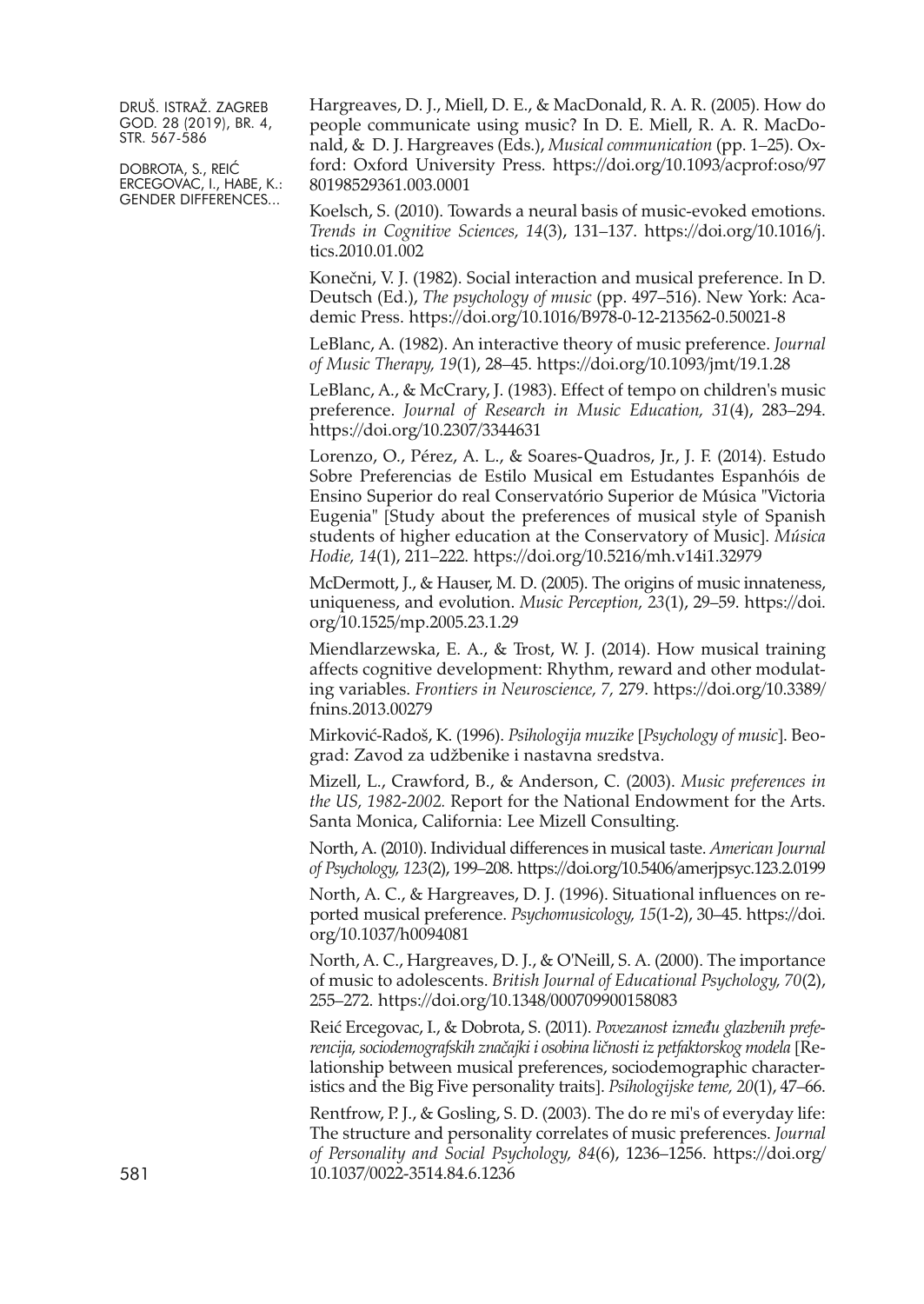Hargreaves, D. J., Miell, D. E., & MacDonald, R. A. R. (2005). How do people communicate using music? In D. E. Miell, R. A. R. MacDonald, & D. J. Hargreaves (Eds.), *Musical communication* (pp. 1–25). Oxford: Oxford University Press. https://doi.org/10.1093/acprof:oso/9780198529361.003.0001

Koelsch, S. (2010). Towards a neural basis of music-evoked emotions. *Trends in Cognitive Sciences, 14*(3), 131–137. https://doi.org/10.1016/j.tics.2010.01.002

Konečni, V. J. (1982). Social interaction and musical preference. In D. Deutsch (Ed.), *The psychology of music* (pp. 497–516). New York: Academic Press. https://doi.org/10.1016/B978-0-12-213562-0.50021-8

LeBlanc, A. (1982). An interactive theory of music preference. *Journal of Music Therapy, 19*(1), 28–45. https://doi.org/10.1093/jmt/19.1.28

LeBlanc, A., & McCrary, J. (1983). Effect of tempo on children's music preference. *Journal of Research in Music Education, 31*(4), 283–294. https://doi.org/10.2307/3344631

Lorenzo, O., Pérez, A. L., & Soares-Quadros, Jr., J. F. (2014). Estudo Sobre Preferencias de Estilo Musical em Estudantes Espanhóis de Ensino Superior do real Conservatório Superior de Música "Victoria Eugenia" [Study about the preferences of musical style of Spanish students of higher education at the Conservatory of Music]. *Música Hodie, 14*(1), 211–222. https://doi.org/10.5216/mh.v14i1.32979

McDermott, J., & Hauser, M. D. (2005). The origins of music innateness, uniqueness, and evolution. *Music Perception, 23*(1), 29–59. https://doi.org/10.1525/mp.2005.23.1.29

Miendlarzewska, E. A., & Trost, W. J. (2014). How musical training affects cognitive development: Rhythm, reward and other modulating variables. *Frontiers in Neuroscience, 7*, 279. https://doi.org/10.3389/fnins.2013.00279

Mirković-Radoš, K. (1996). *Psihologija muzike* [*Psychology of music*]. Beograd: Zavod za udžbenike i nastavna sredstva.

Mizell, L., Crawford, B., & Anderson, C. (2003). *Music preferences in the US, 1982-2002.* Report for the National Endowment for the Arts. Santa Monica, California: Lee Mizell Consulting.

North, A. (2010). Individual differences in musical taste. *American Journal of Psychology, 123*(2), 199–208. https://doi.org/10.5406/amerjpsyc.123.2.0199

North, A. C., & Hargreaves, D. J. (1996). Situational influences on reported musical preference. *Psychomusicology, 15*(1-2), 30–45. https://doi.org/10.1037/h0094081

North, A. C., Hargreaves, D. J., & O'Neill, S. A. (2000). The importance of music to adolescents. *British Journal of Educational Psychology, 70*(2), 255–272. https://doi.org/10.1348/000709900158083

Reić Ercegovac, I., & Dobrota, S. (2011). *Povezanost između glazbenih preferencija, sociodemografskih značajki i osobina ličnosti iz petfaktorskog modela* [Relationship between musical preferences, sociodemographic characteristics and the Big Five personality traits]. *Psihologijske teme, 20*(1), 47–66.

Rentfrow, P. J., & Gosling, S. D. (2003). The do re mi's of everyday life: The structure and personality correlates of music preferences. *Journal of Personality and Social Psychology, 84*(6), 1236–1256. https://doi.org/10.1037/0022-3514.84.6.1236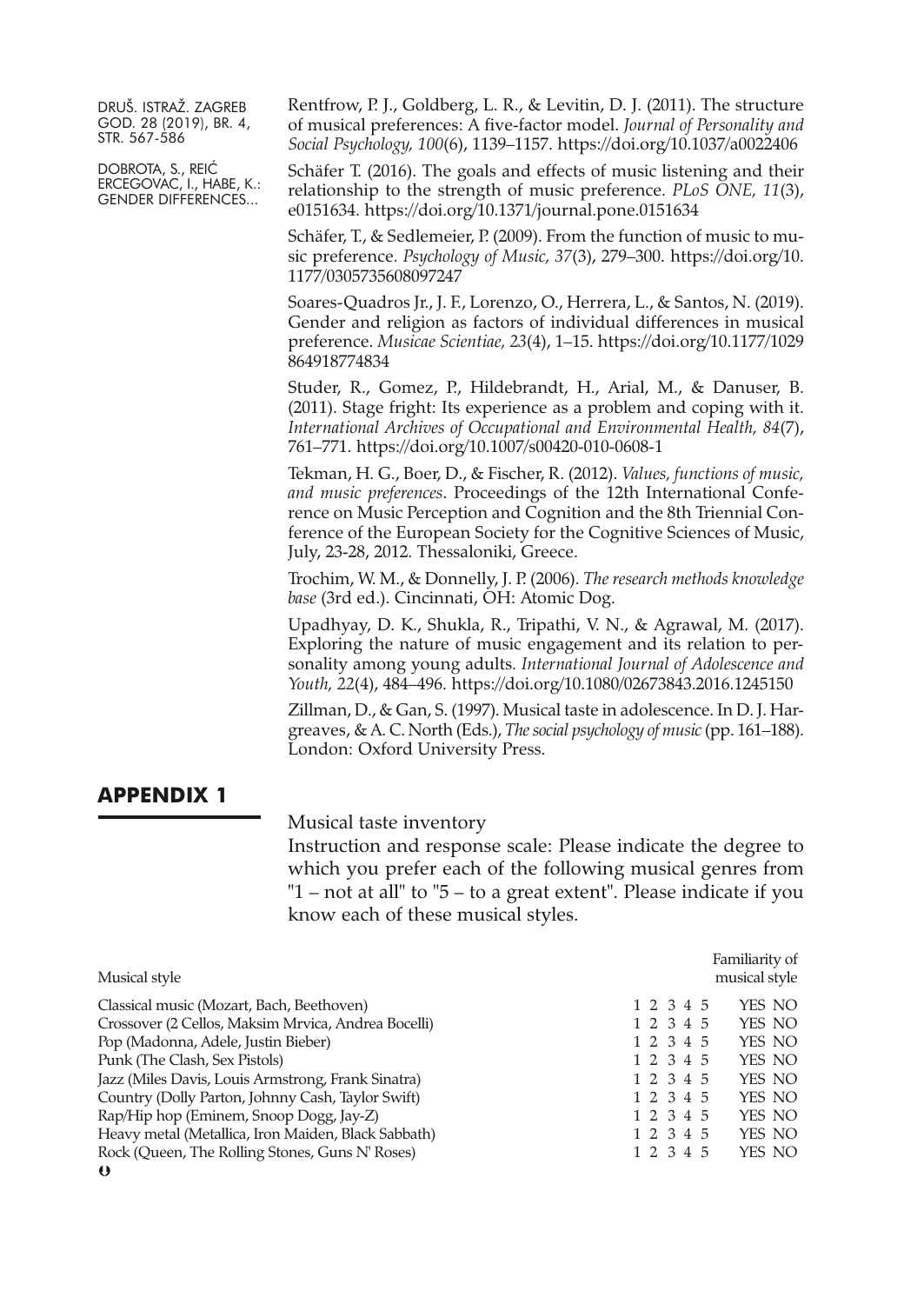Rentfrow, P. J., Goldberg, L. R., & Levitin, D. J. (2011). The structure of musical preferences: A five-factor model. *Journal of Personality and Social Psychology, 100*(6), 1139–1157. https://doi.org/10.1037/a0022406

Schäfer T. (2016). The goals and effects of music listening and their relationship to the strength of music preference. *PLoS ONE, 11*(3), e0151634. https://doi.org/10.1371/journal.pone.0151634

Schäfer, T., & Sedlemeier, P. (2009). From the function of music to music preference. *Psychology of Music, 37*(3), 279–300. https://doi.org/10.1177/0305735608097247

Soares-Quadros Jr., J. F., Lorenzo, O., Herrera, L., & Santos, N. (2019). Gender and religion as factors of individual differences in musical preference. *Musicae Scientiae, 23*(4), 1–15. https://doi.org/10.1177/1029864918774834

Studer, R., Gomez, P., Hildebrandt, H., Arial, M., & Danuser, B. (2011). Stage fright: Its experience as a problem and coping with it. *International Archives of Occupational and Environmental Health, 84*(7), 761–771. https://doi.org/10.1007/s00420-010-0608-1

Tekman, H. G., Boer, D., & Fischer, R. (2012). *Values, functions of music, and music preferences*. Proceedings of the 12th International Conference on Music Perception and Cognition and the 8th Triennial Conference of the European Society for the Cognitive Sciences of Music, July, 23-28, 2012. Thessaloniki, Greece.

Trochim, W. M., & Donnelly, J. P. (2006). *The research methods knowledge base* (3rd ed.). Cincinnati, OH: Atomic Dog.

Upadhyay, D. K., Shukla, R., Tripathi, V. N., & Agrawal, M. (2017). Exploring the nature of music engagement and its relation to personality among young adults. *International Journal of Adolescence and Youth, 22*(4), 484–496. https://doi.org/10.1080/02673843.2016.1245150

Zillman, D., & Gan, S. (1997). Musical taste in adolescence. In D. J. Hargreaves, & A. C. North (Eds.), *The social psychology of music* (pp. 161–188). London: Oxford University Press.

## APPENDIX 1

Musical taste inventory

Instruction and response scale: Please indicate the degree to which you prefer each of the following musical genres from "1 – not at all" to "5 – to a great extent". Please indicate if you know each of these musical styles.

| Musical style | | Familiarity of musical style |
|---|---|---|
| Classical music (Mozart, Bach, Beethoven) | 1 2 3 4 5 | YES NO |
| Crossover (2 Cellos, Maksim Mrvica, Andrea Bocelli) | 1 2 3 4 5 | YES NO |
| Pop (Madonna, Adele, Justin Bieber) | 1 2 3 4 5 | YES NO |
| Punk (The Clash, Sex Pistols) | 1 2 3 4 5 | YES NO |
| Jazz (Miles Davis, Louis Armstrong, Frank Sinatra) | 1 2 3 4 5 | YES NO |
| Country (Dolly Parton, Johnny Cash, Taylor Swift) | 1 2 3 4 5 | YES NO |
| Rap/Hip hop (Eminem, Snoop Dogg, Jay-Z) | 1 2 3 4 5 | YES NO |
| Heavy metal (Metallica, Iron Maiden, Black Sabbath) | 1 2 3 4 5 | YES NO |
| Rock (Queen, The Rolling Stones, Guns N' Roses) | 1 2 3 4 5 | YES NO |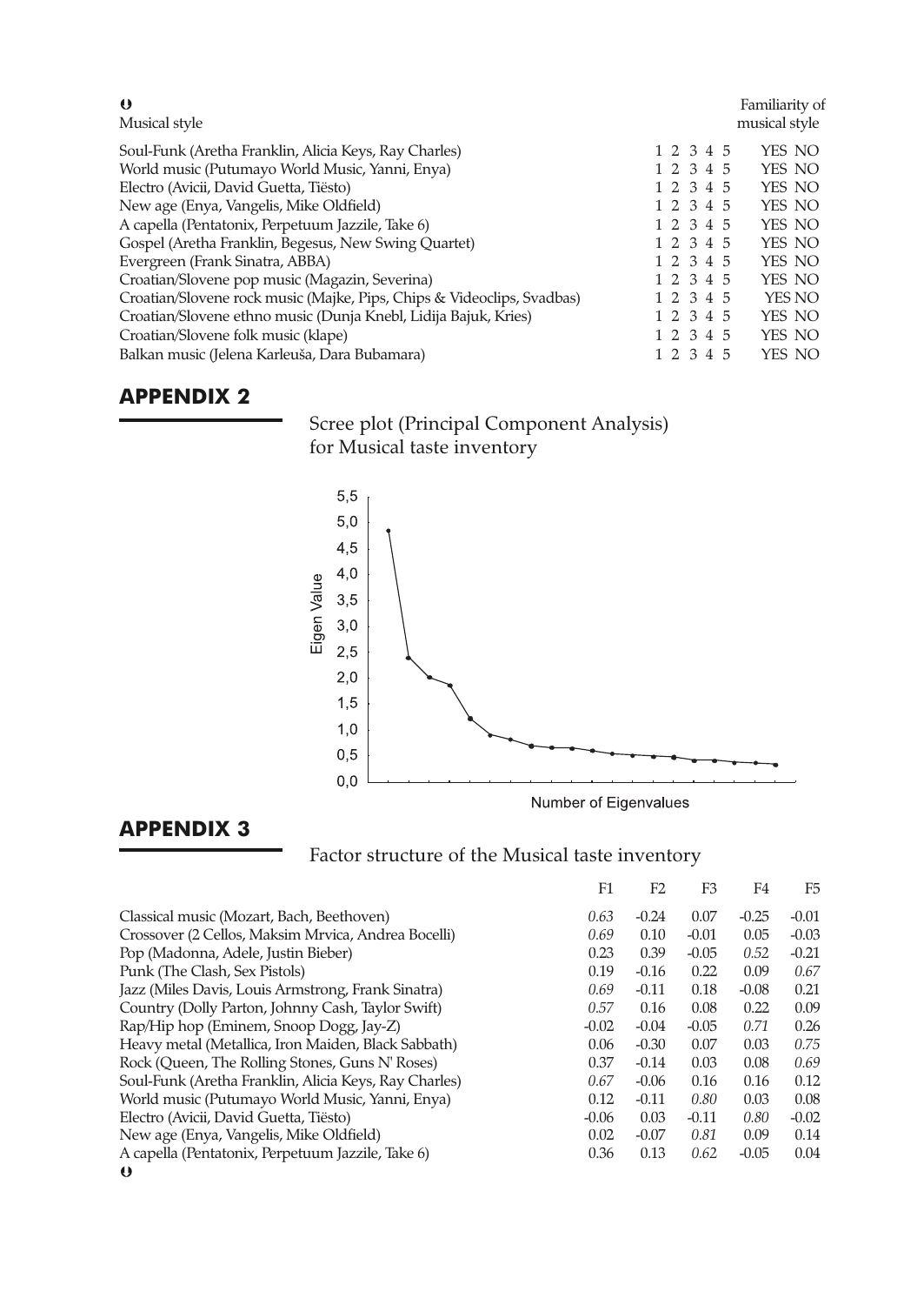↺

| Musical style | | Familiarity of musical style |
|---|---|---|
| Soul-Funk (Aretha Franklin, Alicia Keys, Ray Charles) | 1 2 3 4 5 | YES NO |
| World music (Putumayo World Music, Yanni, Enya) | 1 2 3 4 5 | YES NO |
| Electro (Avicii, David Guetta, Tiësto) | 1 2 3 4 5 | YES NO |
| New age (Enya, Vangelis, Mike Oldfield) | 1 2 3 4 5 | YES NO |
| A capella (Pentatonix, Perpetuum Jazzile, Take 6) | 1 2 3 4 5 | YES NO |
| Gospel (Aretha Franklin, Begesus, New Swing Quartet) | 1 2 3 4 5 | YES NO |
| Evergreen (Frank Sinatra, ABBA) | 1 2 3 4 5 | YES NO |
| Croatian/Slovene pop music (Magazin, Severina) | 1 2 3 4 5 | YES NO |
| Croatian/Slovene rock music (Majke, Pips, Chips & Videoclips, Svadbas) | 1 2 3 4 5 | YES NO |
| Croatian/Slovene ethno music (Dunja Knebl, Lidija Bajuk, Kries) | 1 2 3 4 5 | YES NO |
| Croatian/Slovene folk music (klape) | 1 2 3 4 5 | YES NO |
| Balkan music (Jelena Karleuša, Dara Bubamara) | 1 2 3 4 5 | YES NO |

## APPENDIX 2

Scree plot (Principal Component Analysis) for Musical taste inventory

## APPENDIX 3

Factor structure of the Musical taste inventory

| | F1 | F2 | F3 | F4 | F5 |
|---|---|---|---|---|---|
| Classical music (Mozart, Bach, Beethoven) | *0.63* | -0.24 | 0.07 | -0.25 | -0.01 |
| Crossover (2 Cellos, Maksim Mrvica, Andrea Bocelli) | *0.69* | 0.10 | -0.01 | 0.05 | -0.03 |
| Pop (Madonna, Adele, Justin Bieber) | 0.23 | 0.39 | -0.05 | *0.52* | -0.21 |
| Punk (The Clash, Sex Pistols) | 0.19 | -0.16 | 0.22 | 0.09 | *0.67* |
| Jazz (Miles Davis, Louis Armstrong, Frank Sinatra) | *0.69* | -0.11 | 0.18 | -0.08 | 0.21 |
| Country (Dolly Parton, Johnny Cash, Taylor Swift) | *0.57* | 0.16 | 0.08 | 0.22 | 0.09 |
| Rap/Hip hop (Eminem, Snoop Dogg, Jay-Z) | -0.02 | -0.04 | -0.05 | *0.71* | 0.26 |
| Heavy metal (Metallica, Iron Maiden, Black Sabbath) | 0.06 | -0.30 | 0.07 | 0.03 | *0.75* |
| Rock (Queen, The Rolling Stones, Guns N' Roses) | 0.37 | -0.14 | 0.03 | 0.08 | *0.69* |
| Soul-Funk (Aretha Franklin, Alicia Keys, Ray Charles) | *0.67* | -0.06 | 0.16 | 0.16 | 0.12 |
| World music (Putumayo World Music, Yanni, Enya) | 0.12 | -0.11 | *0.80* | 0.03 | 0.08 |
| Electro (Avicii, David Guetta, Tiësto) | -0.06 | 0.03 | -0.11 | *0.80* | -0.02 |
| New age (Enya, Vangelis, Mike Oldfield) | 0.02 | -0.07 | *0.81* | 0.09 | 0.14 |
| A capella (Pentatonix, Perpetuum Jazzile, Take 6) | 0.36 | 0.13 | *0.62* | -0.05 | 0.04 |

↺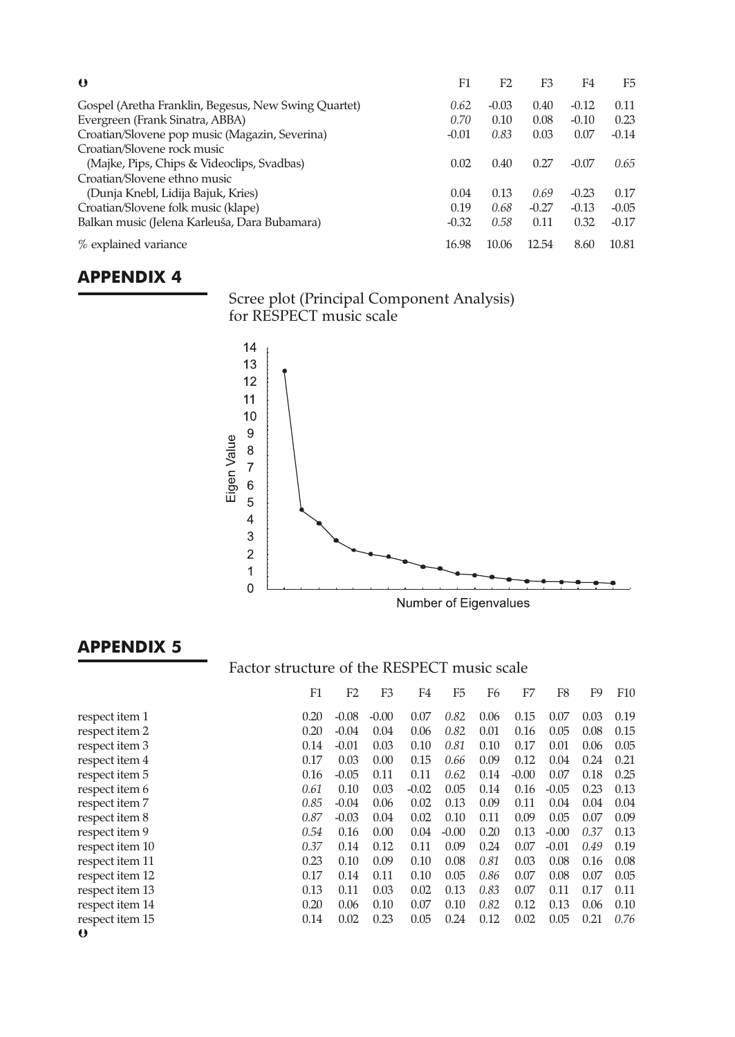| ⟲ | F1 | F2 | F3 | F4 | F5 |
|---|---|---|---|---|---|
| Gospel (Aretha Franklin, Begesus, New Swing Quartet) | *0.62* | -0.03 | 0.40 | -0.12 | 0.11 |
| Evergreen (Frank Sinatra, ABBA) | *0.70* | 0.10 | 0.08 | -0.10 | 0.23 |
| Croatian/Slovene pop music (Magazin, Severina) | -0.01 | *0.83* | 0.03 | 0.07 | -0.14 |
| Croatian/Slovene rock music (Majke, Pips, Chips & Videoclips, Svadbas) | 0.02 | 0.40 | 0.27 | -0.07 | *0.65* |
| Croatian/Slovene ethno music (Dunja Knebl, Lidija Bajuk, Kries) | 0.04 | 0.13 | *0.69* | -0.23 | 0.17 |
| Croatian/Slovene folk music (klape) | 0.19 | *0.68* | -0.27 | -0.13 | -0.05 |
| Balkan music (Jelena Karleuša, Dara Bubamara) | -0.32 | *0.58* | 0.11 | 0.32 | -0.17 |
| % explained variance | 16.98 | 10.06 | 12.54 | 8.60 | 10.81 |

## APPENDIX 4

Scree plot (Principal Component Analysis) for RESPECT music scale

## APPENDIX 5

Factor structure of the RESPECT music scale

| | F1 | F2 | F3 | F4 | F5 | F6 | F7 | F8 | F9 | F10 |
|---|---|---|---|---|---|---|---|---|---|---|
| respect item 1 | 0.20 | -0.08 | -0.00 | 0.07 | *0.82* | 0.06 | 0.15 | 0.07 | 0.03 | 0.19 |
| respect item 2 | 0.20 | -0.04 | 0.04 | 0.06 | *0.82* | 0.01 | 0.16 | 0.05 | 0.08 | 0.15 |
| respect item 3 | 0.14 | -0.01 | 0.03 | 0.10 | *0.81* | 0.10 | 0.17 | 0.01 | 0.06 | 0.05 |
| respect item 4 | 0.17 | 0.03 | 0.00 | 0.15 | *0.66* | 0.09 | 0.12 | 0.04 | 0.24 | 0.21 |
| respect item 5 | 0.16 | -0.05 | 0.11 | 0.11 | *0.62* | 0.14 | -0.00 | 0.07 | 0.18 | 0.25 |
| respect item 6 | *0.61* | 0.10 | 0.03 | -0.02 | 0.05 | 0.14 | 0.16 | -0.05 | 0.23 | 0.13 |
| respect item 7 | *0.85* | -0.04 | 0.06 | 0.02 | 0.13 | 0.09 | 0.11 | 0.04 | 0.04 | 0.04 |
| respect item 8 | *0.87* | -0.03 | 0.04 | 0.02 | 0.10 | 0.11 | 0.09 | 0.05 | 0.07 | 0.09 |
| respect item 9 | *0.54* | 0.16 | 0.00 | 0.04 | -0.00 | 0.20 | 0.13 | -0.00 | *0.37* | 0.13 |
| respect item 10 | *0.37* | 0.14 | 0.12 | 0.11 | 0.09 | 0.24 | 0.07 | -0.01 | *0.49* | 0.19 |
| respect item 11 | 0.23 | 0.10 | 0.09 | 0.10 | 0.08 | *0.81* | 0.03 | 0.08 | 0.16 | 0.08 |
| respect item 12 | 0.17 | 0.14 | 0.11 | 0.10 | 0.05 | *0.86* | 0.07 | 0.08 | 0.07 | 0.05 |
| respect item 13 | 0.13 | 0.11 | 0.03 | 0.02 | 0.13 | *0.83* | 0.07 | 0.11 | 0.17 | 0.11 |
| respect item 14 | 0.20 | 0.06 | 0.10 | 0.07 | 0.10 | *0.82* | 0.12 | 0.13 | 0.06 | 0.10 |
| respect item 15 | 0.14 | 0.02 | 0.23 | 0.05 | 0.24 | 0.12 | 0.02 | 0.05 | 0.21 | *0.76* |

⟲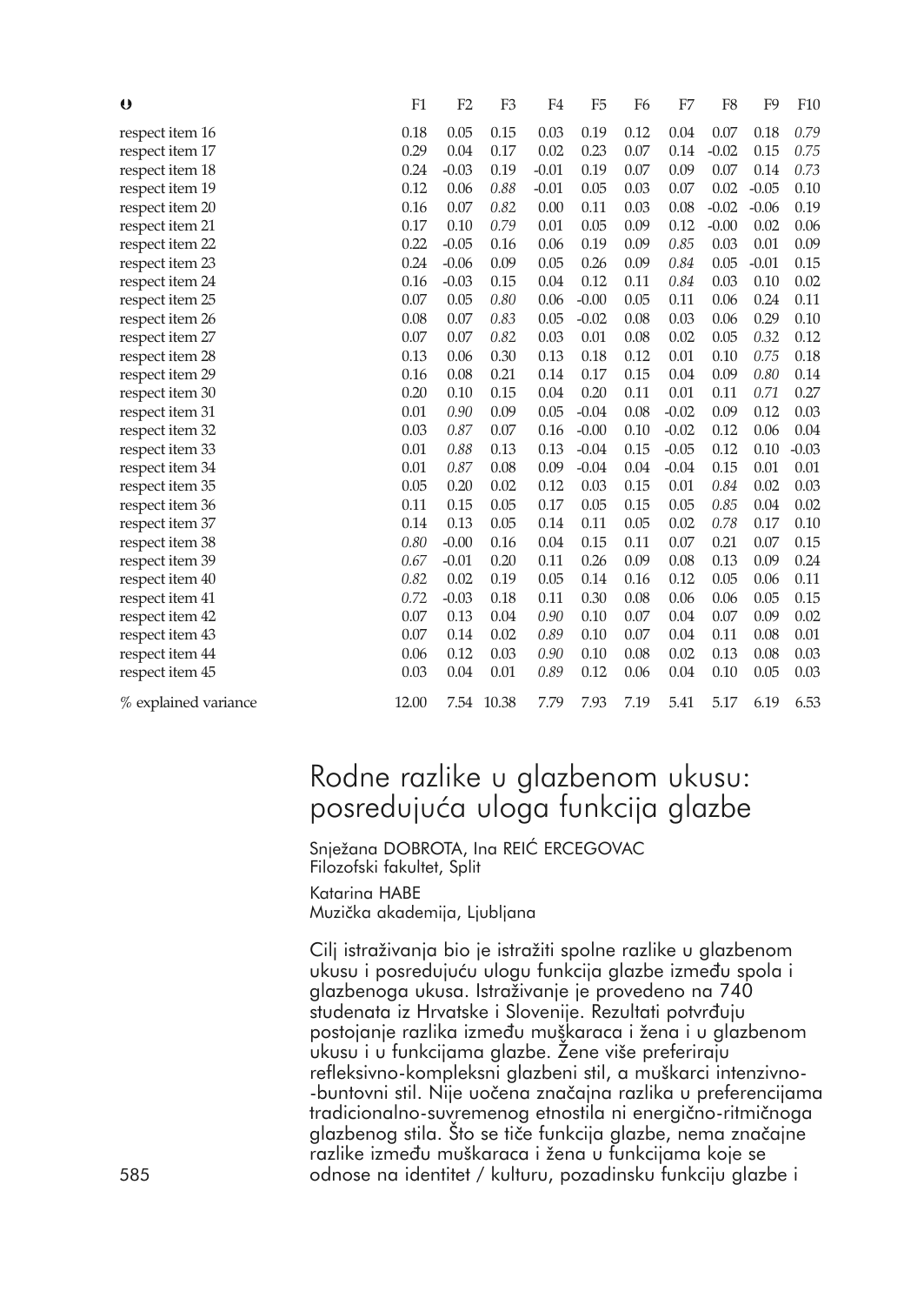| ❶ | F1 | F2 | F3 | F4 | F5 | F6 | F7 | F8 | F9 | F10 |
|---|---|---|---|---|---|---|---|---|---|---|
| respect item 16 | 0.18 | 0.05 | 0.15 | 0.03 | 0.19 | 0.12 | 0.04 | 0.07 | 0.18 | *0.79* |
| respect item 17 | 0.29 | 0.04 | 0.17 | 0.02 | 0.23 | 0.07 | 0.14 | -0.02 | 0.15 | *0.75* |
| respect item 18 | 0.24 | -0.03 | 0.19 | -0.01 | 0.19 | 0.07 | 0.09 | 0.07 | 0.14 | *0.73* |
| respect item 19 | 0.12 | 0.06 | *0.88* | -0.01 | 0.05 | 0.03 | 0.07 | 0.02 | -0.05 | 0.10 |
| respect item 20 | 0.16 | 0.07 | *0.82* | 0.00 | 0.11 | 0.03 | 0.08 | -0.02 | -0.06 | 0.19 |
| respect item 21 | 0.17 | 0.10 | *0.79* | 0.01 | 0.05 | 0.09 | 0.12 | -0.00 | 0.02 | 0.06 |
| respect item 22 | 0.22 | -0.05 | 0.16 | 0.06 | 0.19 | 0.09 | *0.85* | 0.03 | 0.01 | 0.09 |
| respect item 23 | 0.24 | -0.06 | 0.09 | 0.05 | 0.26 | 0.09 | *0.84* | 0.05 | -0.01 | 0.15 |
| respect item 24 | 0.16 | -0.03 | 0.15 | 0.04 | 0.12 | 0.11 | *0.84* | 0.03 | 0.10 | 0.02 |
| respect item 25 | 0.07 | 0.05 | *0.80* | 0.06 | -0.00 | 0.05 | 0.11 | 0.06 | 0.24 | 0.11 |
| respect item 26 | 0.08 | 0.07 | *0.83* | 0.05 | -0.02 | 0.08 | 0.03 | 0.06 | 0.29 | 0.10 |
| respect item 27 | 0.07 | 0.07 | *0.82* | 0.03 | 0.01 | 0.08 | 0.02 | 0.05 | *0.32* | 0.12 |
| respect item 28 | 0.13 | 0.06 | 0.30 | 0.13 | 0.18 | 0.12 | 0.01 | 0.10 | *0.75* | 0.18 |
| respect item 29 | 0.16 | 0.08 | 0.21 | 0.14 | 0.17 | 0.15 | 0.04 | 0.09 | *0.80* | 0.14 |
| respect item 30 | 0.20 | 0.10 | 0.15 | 0.04 | 0.20 | 0.11 | 0.01 | 0.11 | *0.71* | 0.27 |
| respect item 31 | 0.01 | *0.90* | 0.09 | 0.05 | -0.04 | 0.08 | -0.02 | 0.09 | 0.12 | 0.03 |
| respect item 32 | 0.03 | *0.87* | 0.07 | 0.16 | -0.00 | 0.10 | -0.02 | 0.12 | 0.06 | 0.04 |
| respect item 33 | 0.01 | *0.88* | 0.13 | 0.13 | -0.04 | 0.15 | -0.05 | 0.12 | 0.10 | -0.03 |
| respect item 34 | 0.01 | *0.87* | 0.08 | 0.09 | -0.04 | 0.04 | -0.04 | 0.15 | 0.01 | 0.01 |
| respect item 35 | 0.05 | 0.20 | 0.02 | 0.12 | 0.03 | 0.15 | 0.01 | *0.84* | 0.02 | 0.03 |
| respect item 36 | 0.11 | 0.15 | 0.05 | 0.17 | 0.05 | 0.15 | 0.05 | *0.85* | 0.04 | 0.02 |
| respect item 37 | 0.14 | 0.13 | 0.05 | 0.14 | 0.11 | 0.05 | 0.02 | *0.78* | 0.17 | 0.10 |
| respect item 38 | *0.80* | -0.00 | 0.16 | 0.04 | 0.15 | 0.11 | 0.07 | 0.21 | 0.07 | 0.15 |
| respect item 39 | *0.67* | -0.01 | 0.20 | 0.11 | 0.26 | 0.09 | 0.08 | 0.13 | 0.09 | 0.24 |
| respect item 40 | *0.82* | 0.02 | 0.19 | 0.05 | 0.14 | 0.16 | 0.12 | 0.05 | 0.06 | 0.11 |
| respect item 41 | *0.72* | -0.03 | 0.18 | 0.11 | 0.30 | 0.08 | 0.06 | 0.06 | 0.05 | 0.15 |
| respect item 42 | 0.07 | 0.13 | 0.04 | *0.90* | 0.10 | 0.07 | 0.04 | 0.07 | 0.09 | 0.02 |
| respect item 43 | 0.07 | 0.14 | 0.02 | *0.89* | 0.10 | 0.07 | 0.04 | 0.11 | 0.08 | 0.01 |
| respect item 44 | 0.06 | 0.12 | 0.03 | *0.90* | 0.10 | 0.08 | 0.02 | 0.13 | 0.08 | 0.03 |
| respect item 45 | 0.03 | 0.04 | 0.01 | *0.89* | 0.12 | 0.06 | 0.04 | 0.10 | 0.05 | 0.03 |
| % explained variance | 12.00 | 7.54 | 10.38 | 7.79 | 7.93 | 7.19 | 5.41 | 5.17 | 6.19 | 6.53 |

# Rodne razlike u glazbenom ukusu: posredujuća uloga funkcija glazbe

Snježana DOBROTA, Ina REIĆ ERCEGOVAC
Filozofski fakultet, Split

Katarina HABE
Muzička akademija, Ljubljana

Cilj istraživanja bio je istražiti spolne razlike u glazbenom ukusu i posredujuću ulogu funkcija glazbe između spola i glazbenoga ukusa. Istraživanje je provedeno na 740 studenata iz Hrvatske i Slovenije. Rezultati potvrđuju postojanje razlika između muškaraca i žena i u glazbenom ukusu i u funkcijama glazbe. Žene više preferiraju refleksivno-kompleksni glazbeni stil, a muškarci intenzivno-buntovni stil. Nije uočena značajna razlika u preferencijama tradicionalno-suvremenog etnostila ni energično-ritmičnoga glazbenog stila. Što se tiče funkcija glazbe, nema značajne razlike između muškaraca i žena u funkcijama koje se odnose na identitet / kulturu, pozadinsku funkciju glazbe i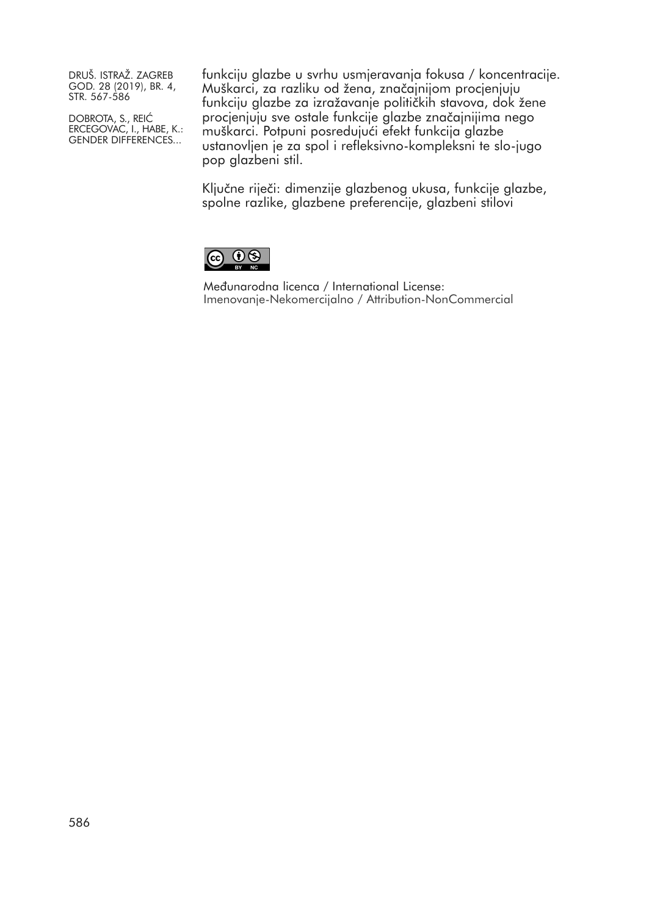funkciju glazbe u svrhu usmjeravanja fokusa / koncentracije. Muškarci, za razliku od žena, značajnijom procjenjuju funkciju glazbe za izražavanje političkih stavova, dok žene procjenjuju sve ostale funkcije glazbe značajnijima nego muškarci. Potpuni posredujući efekt funkcija glazbe ustanovljen je za spol i refleksivno-kompleksni te slo-jugo pop glazbeni stil.

Ključne riječi: dimenzije glazbenog ukusa, funkcije glazbe, spolne razlike, glazbene preferencije, glazbeni stilovi

Međunarodna licenca / International License:
Imenovanje-Nekomercijalno / Attribution-NonCommercial